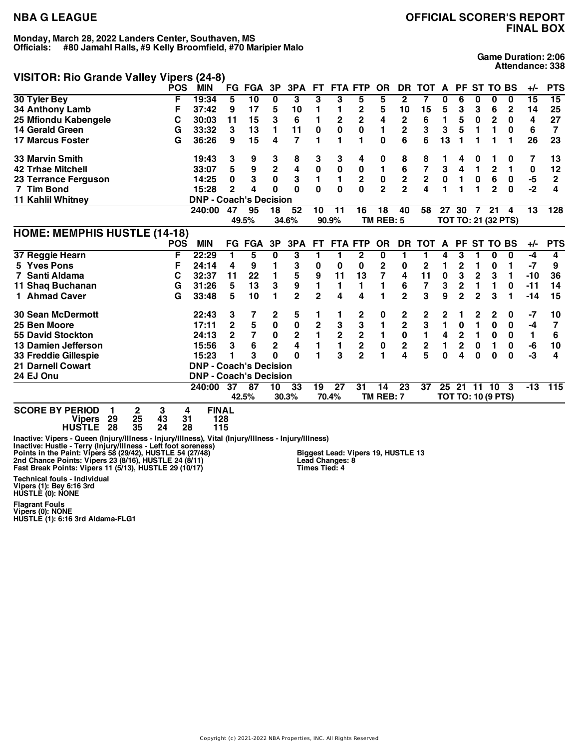# NBA G LEAGUE

# OFFICIAL SCORER'S REPORT
# FINAL BOX

**Monday, March 28, 2022 Landers Center, Southaven, MS**
**Officials: #80 Jamahl Ralls, #9 Kelly Broomfield, #70 Maripier Malo**

**Game Duration: 2:06**
**Attendance: 338**

## VISITOR: Rio Grande Valley Vipers (24-8)

| | POS | MIN | FG | FGA | 3P | 3PA | FT | FTA | FTP | OR | DR | TOT | A | PF | ST | TO | BS | +/- | PTS |
|---|---|---|---|---|---|---|---|---|---|---|---|---|---|---|---|---|---|---|---|
| 30 Tyler Bey | F | 19:34 | 5 | 10 | 0 | 3 | 3 | 3 | 5 | 5 | 2 | 7 | 0 | 6 | 0 | 0 | 0 | 15 | 15 |
| 34 Anthony Lamb | F | 37:42 | 9 | 17 | 5 | 10 | 1 | 1 | 2 | 5 | 10 | 15 | 5 | 3 | 3 | 6 | 2 | 14 | 25 |
| 25 Mfiondu Kabengele | C | 30:03 | 11 | 15 | 3 | 6 | 1 | 2 | 2 | 4 | 2 | 6 | 1 | 5 | 0 | 2 | 0 | 4 | 27 |
| 14 Gerald Green | G | 33:32 | 3 | 13 | 1 | 11 | 0 | 0 | 0 | 1 | 2 | 3 | 3 | 5 | 1 | 1 | 0 | 6 | 7 |
| 17 Marcus Foster | G | 36:26 | 9 | 15 | 4 | 7 | 1 | 1 | 1 | 0 | 6 | 6 | 13 | 1 | 1 | 1 | 1 | 26 | 23 |
| 33 Marvin Smith | | 19:43 | 3 | 9 | 3 | 8 | 3 | 3 | 4 | 0 | 8 | 8 | 1 | 4 | 0 | 1 | 0 | 7 | 13 |
| 42 Trhae Mitchell | | 33:07 | 5 | 9 | 2 | 4 | 0 | 0 | 0 | 1 | 6 | 7 | 3 | 4 | 1 | 2 | 1 | 0 | 12 |
| 23 Terrance Ferguson | | 14:25 | 0 | 3 | 0 | 3 | 1 | 1 | 2 | 0 | 2 | 2 | 0 | 1 | 0 | 6 | 0 | -5 | 2 |
| 7 Tim Bond | | 15:28 | 2 | 4 | 0 | 0 | 0 | 0 | 0 | 2 | 2 | 4 | 1 | 1 | 1 | 2 | 0 | -2 | 4 |
| 11 Kahlil Whitney | | DNP - Coach's Decision | | | | | | | | | | | | | | | | | |
| | | 240:00 | 47 | 95 | 18 | 52 | 10 | 11 | 16 | 18 | 40 | 58 | 27 | 30 | 7 | 21 | 4 | 13 | 128 |
| | | | | 49.5% | | 34.6% | | 90.9% | | TM REB: 5 | | | TOT TO: 21 (32 PTS) | | | | | | |

## HOME: MEMPHIS HUSTLE (14-18)

| | POS | MIN | FG | FGA | 3P | 3PA | FT | FTA | FTP | OR | DR | TOT | A | PF | ST | TO | BS | +/- | PTS |
|---|---|---|---|---|---|---|---|---|---|---|---|---|---|---|---|---|---|---|---|
| 37 Reggie Hearn | F | 22:29 | 1 | 5 | 0 | 3 | 1 | 1 | 2 | 0 | 1 | 1 | 4 | 3 | 1 | 0 | 0 | -4 | 4 |
| 5 Yves Pons | F | 24:14 | 4 | 9 | 1 | 3 | 0 | 0 | 0 | 2 | 0 | 2 | 1 | 2 | 1 | 0 | 1 | -7 | 9 |
| 7 Santi Aldama | C | 32:37 | 11 | 22 | 1 | 5 | 9 | 11 | 13 | 7 | 4 | 11 | 0 | 3 | 2 | 3 | 1 | -10 | 36 |
| 11 Shaq Buchanan | G | 31:26 | 5 | 13 | 3 | 9 | 1 | 1 | 1 | 1 | 6 | 7 | 3 | 2 | 1 | 1 | 0 | -11 | 14 |
| 1 Ahmad Caver | G | 33:48 | 5 | 10 | 1 | 2 | 2 | 4 | 4 | 1 | 2 | 3 | 9 | 2 | 2 | 3 | 1 | -14 | 15 |
| 30 Sean McDermott | | 22:43 | 3 | 7 | 2 | 5 | 1 | 1 | 2 | 0 | 2 | 2 | 2 | 1 | 2 | 2 | 0 | -7 | 10 |
| 25 Ben Moore | | 17:11 | 2 | 5 | 0 | 0 | 2 | 3 | 3 | 1 | 2 | 3 | 1 | 0 | 1 | 0 | 0 | -4 | 7 |
| 55 David Stockton | | 24:13 | 2 | 7 | 0 | 2 | 1 | 2 | 2 | 1 | 0 | 1 | 4 | 2 | 1 | 0 | 0 | 1 | 6 |
| 13 Damien Jefferson | | 15:56 | 3 | 6 | 2 | 4 | 1 | 1 | 2 | 0 | 2 | 2 | 1 | 2 | 0 | 1 | 0 | -6 | 10 |
| 33 Freddie Gillespie | | 15:23 | 1 | 3 | 0 | 0 | 1 | 3 | 2 | 1 | 4 | 5 | 0 | 4 | 0 | 0 | 0 | -3 | 4 |
| 21 Darnell Cowart | | DNP - Coach's Decision | | | | | | | | | | | | | | | | | |
| 24 EJ Onu | | DNP - Coach's Decision | | | | | | | | | | | | | | | | | |
| | | 240:00 | 37 | 87 | 10 | 33 | 19 | 27 | 31 | 14 | 23 | 37 | 25 | 21 | 11 | 10 | 3 | -13 | 115 |
| | | | | 42.5% | | 30.3% | | 70.4% | | TM REB: 7 | | | TOT TO: 10 (9 PTS) | | | | | | |

**SCORE BY PERIOD**

| | 1 | 2 | 3 | 4 | FINAL |
|---|---|---|---|---|---|
| Vipers | 29 | 25 | 43 | 31 | 128 |
| HUSTLE | 28 | 35 | 24 | 28 | 115 |

**Inactive: Vipers - Queen (Injury/Illness - Injury/Illness), Vital (Injury/Illness - Injury/Illness)**
**Inactive: Hustle - Terry (Injury/Illness - Left foot soreness)**
**Points in the Paint: Vipers 58 (29/42), HUSTLE 54 (27/48)**
**2nd Chance Points: Vipers 23 (8/16), HUSTLE 24 (8/11)**
**Fast Break Points: Vipers 11 (5/13), HUSTLE 29 (10/17)**

**Biggest Lead: Vipers 19, HUSTLE 13**
**Lead Changes: 8**
**Times Tied: 4**

**Technical fouls - Individual**
**Vipers (1): Bey 6:16 3rd**
**HUSTLE (0): NONE**

**Flagrant Fouls**
**Vipers (0): NONE**
**HUSTLE (1): 6:16 3rd Aldama-FLG1**

Copyright (c) 2021-2022 NBA Properties, INC. All Rights Reserved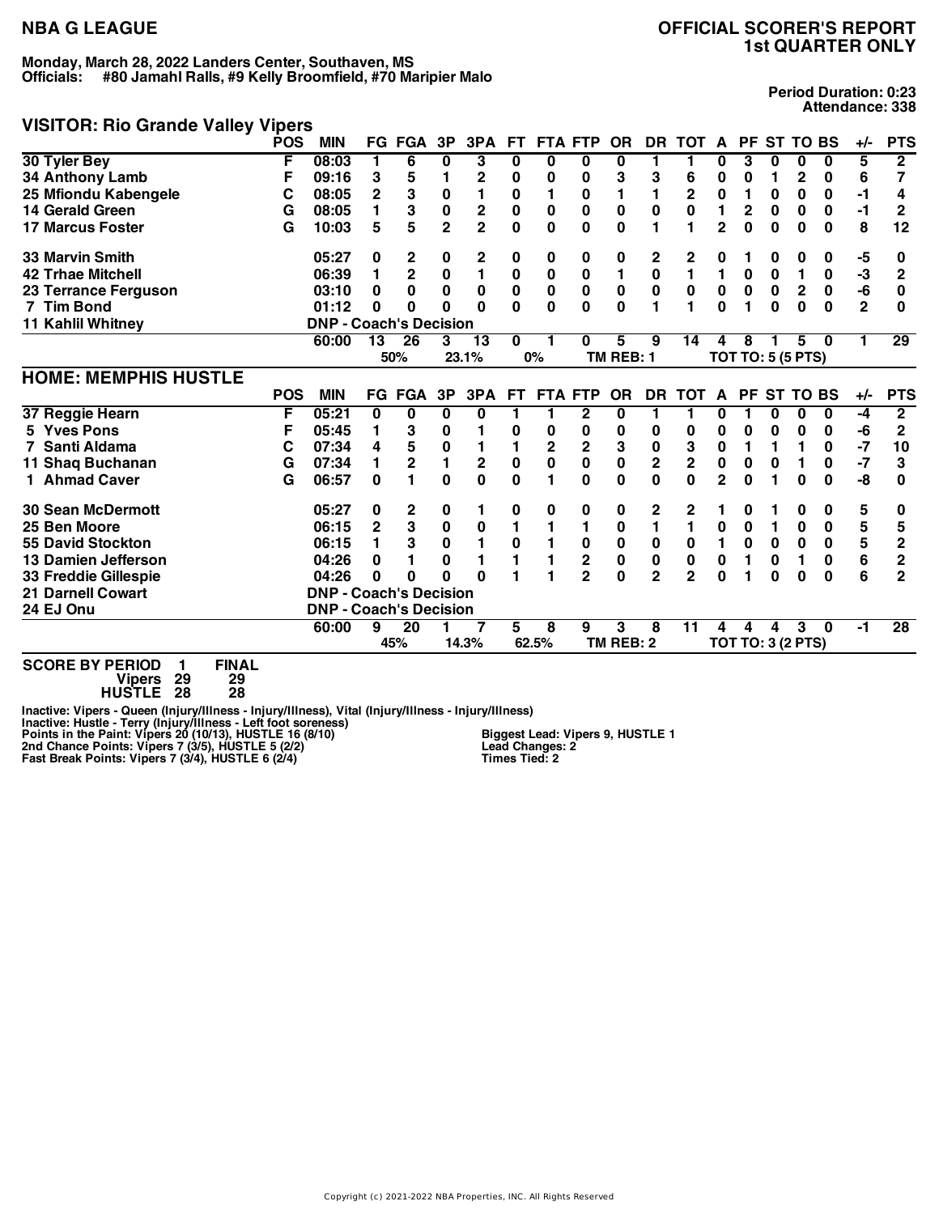# NBA G LEAGUE

## OFFICIAL SCORER'S REPORT
## 1st QUARTER ONLY

**Monday, March 28, 2022 Landers Center, Southaven, MS**
**Officials: #80 Jamahl Ralls, #9 Kelly Broomfield, #70 Maripier Malo**

**Period Duration: 0:23**
**Attendance: 338**

## VISITOR: Rio Grande Valley Vipers

| | POS | MIN | FG | FGA | 3P | 3PA | FT | FTA | FTP | OR | DR | TOT | A | PF | ST | TO | BS | +/- | PTS |
|---|---|---|---|---|---|---|---|---|---|---|---|---|---|---|---|---|---|---|---|
| 30 Tyler Bey | F | 08:03 | 1 | 6 | 0 | 3 | 0 | 0 | 0 | 0 | 1 | 1 | 0 | 3 | 0 | 0 | 0 | 5 | 2 |
| 34 Anthony Lamb | F | 09:16 | 3 | 5 | 1 | 2 | 0 | 0 | 0 | 3 | 3 | 6 | 0 | 0 | 1 | 2 | 0 | 6 | 7 |
| 25 Mfiondu Kabengele | C | 08:05 | 2 | 3 | 0 | 1 | 0 | 1 | 0 | 1 | 1 | 2 | 0 | 1 | 0 | 0 | 0 | -1 | 4 |
| 14 Gerald Green | G | 08:05 | 1 | 3 | 0 | 2 | 0 | 0 | 0 | 0 | 0 | 0 | 1 | 2 | 0 | 0 | 0 | -1 | 2 |
| 17 Marcus Foster | G | 10:03 | 5 | 5 | 2 | 2 | 0 | 0 | 0 | 0 | 1 | 1 | 2 | 0 | 0 | 0 | 0 | 8 | 12 |
| 33 Marvin Smith | | 05:27 | 0 | 2 | 0 | 2 | 0 | 0 | 0 | 0 | 2 | 2 | 0 | 1 | 0 | 0 | 0 | -5 | 0 |
| 42 Trhae Mitchell | | 06:39 | 1 | 2 | 0 | 1 | 0 | 0 | 0 | 1 | 0 | 1 | 1 | 0 | 0 | 1 | 0 | -3 | 2 |
| 23 Terrance Ferguson | | 03:10 | 0 | 0 | 0 | 0 | 0 | 0 | 0 | 0 | 0 | 0 | 0 | 0 | 0 | 2 | 0 | -6 | 0 |
| 7 Tim Bond | | 01:12 | 0 | 0 | 0 | 0 | 0 | 0 | 0 | 0 | 1 | 1 | 0 | 1 | 0 | 0 | 0 | 2 | 0 |
| 11 Kahlil Whitney | | DNP - Coach's Decision | | | | | | | | | | | | | | | | | |
| | | 60:00 | 13 | 26 | 3 | 13 | 0 | 1 | 0 | 5 | 9 | 14 | 4 | 8 | 1 | 5 | 0 | 1 | 29 |
| | | | | 50% | | 23.1% | | 0% | | TM REB: 1 | | | TOT TO: 5 (5 PTS) | | | | | | |

## HOME: MEMPHIS HUSTLE

| | POS | MIN | FG | FGA | 3P | 3PA | FT | FTA | FTP | OR | DR | TOT | A | PF | ST | TO | BS | +/- | PTS |
|---|---|---|---|---|---|---|---|---|---|---|---|---|---|---|---|---|---|---|---|
| 37 Reggie Hearn | F | 05:21 | 0 | 0 | 0 | 0 | 1 | 1 | 2 | 0 | 1 | 1 | 0 | 1 | 0 | 0 | 0 | -4 | 2 |
| 5 Yves Pons | F | 05:45 | 1 | 3 | 0 | 1 | 0 | 0 | 0 | 0 | 0 | 0 | 0 | 0 | 0 | 0 | 0 | -6 | 2 |
| 7 Santi Aldama | C | 07:34 | 4 | 5 | 0 | 1 | 1 | 2 | 2 | 3 | 0 | 3 | 0 | 1 | 1 | 1 | 0 | -7 | 10 |
| 11 Shaq Buchanan | G | 07:34 | 1 | 2 | 1 | 2 | 0 | 0 | 0 | 0 | 2 | 2 | 0 | 0 | 0 | 1 | 0 | -7 | 3 |
| 1 Ahmad Caver | G | 06:57 | 0 | 1 | 0 | 0 | 0 | 1 | 0 | 0 | 0 | 0 | 2 | 0 | 1 | 0 | 0 | -8 | 0 |
| 30 Sean McDermott | | 05:27 | 0 | 2 | 0 | 1 | 0 | 0 | 0 | 0 | 2 | 2 | 1 | 0 | 1 | 0 | 0 | 5 | 0 |
| 25 Ben Moore | | 06:15 | 2 | 3 | 0 | 0 | 1 | 1 | 1 | 0 | 1 | 1 | 0 | 0 | 1 | 0 | 0 | 5 | 5 |
| 55 David Stockton | | 06:15 | 1 | 3 | 0 | 1 | 0 | 1 | 0 | 0 | 0 | 0 | 1 | 0 | 0 | 0 | 0 | 5 | 2 |
| 13 Damien Jefferson | | 04:26 | 0 | 1 | 0 | 1 | 1 | 1 | 2 | 0 | 0 | 0 | 0 | 1 | 0 | 1 | 0 | 6 | 2 |
| 33 Freddie Gillespie | | 04:26 | 0 | 0 | 0 | 0 | 1 | 1 | 2 | 0 | 2 | 2 | 0 | 1 | 0 | 0 | 0 | 6 | 2 |
| 21 Darnell Cowart | | DNP - Coach's Decision | | | | | | | | | | | | | | | | | |
| 24 EJ Onu | | DNP - Coach's Decision | | | | | | | | | | | | | | | | | |
| | | 60:00 | 9 | 20 | 1 | 7 | 5 | 8 | 9 | 3 | 8 | 11 | 4 | 4 | 4 | 3 | 0 | -1 | 28 |
| | | | | 45% | | 14.3% | | 62.5% | | TM REB: 2 | | | TOT TO: 3 (2 PTS) | | | | | | |

| SCORE BY PERIOD | 1 | FINAL |
|---|---|---|
| Vipers | 29 | 29 |
| HUSTLE | 28 | 28 |

Inactive: Vipers - Queen (Injury/Illness - Injury/Illness), Vital (Injury/Illness - Injury/Illness)
Inactive: Hustle - Terry (Injury/Illness - Left foot soreness)
Points in the Paint: Vipers 20 (10/13), HUSTLE 16 (8/10)
2nd Chance Points: Vipers 7 (3/5), HUSTLE 5 (2/2)
Fast Break Points: Vipers 7 (3/4), HUSTLE 6 (2/4)

Biggest Lead: Vipers 9, HUSTLE 1
Lead Changes: 2
Times Tied: 2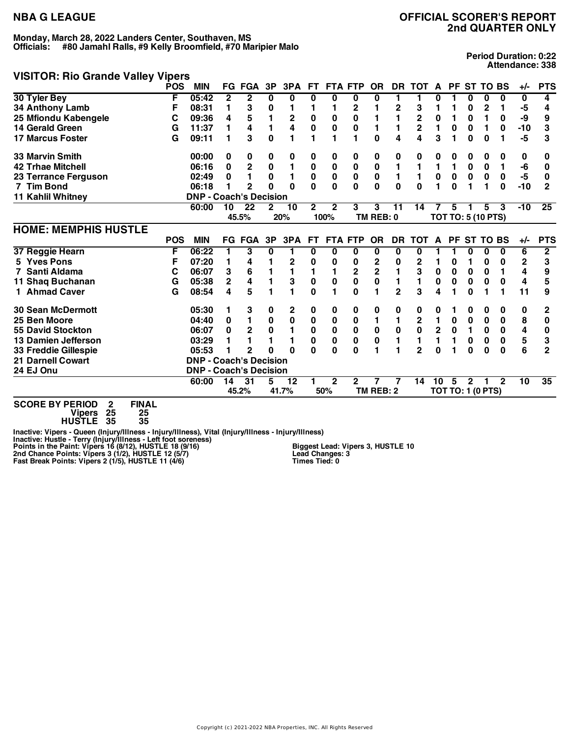# NBA G LEAGUE

## OFFICIAL SCORER'S REPORT
## 2nd QUARTER ONLY

**Monday, March 28, 2022 Landers Center, Southaven, MS**
**Officials: #80 Jamahl Ralls, #9 Kelly Broomfield, #70 Maripier Malo**

**Period Duration: 0:22**
**Attendance: 338**

### VISITOR: Rio Grande Valley Vipers

| | POS | MIN | FG | FGA | 3P | 3PA | FT | FTA | FTP | OR | DR | TOT | A | PF | ST | TO | BS | +/- | PTS |
|---|---|---|---|---|---|---|---|---|---|---|---|---|---|---|---|---|---|---|---|
| 30 Tyler Bey | F | 05:42 | 2 | 2 | 0 | 0 | 0 | 0 | 0 | 0 | 1 | 1 | 0 | 1 | 0 | 0 | 0 | 0 | 4 |
| 34 Anthony Lamb | F | 08:31 | 1 | 3 | 0 | 1 | 1 | 1 | 2 | 1 | 2 | 3 | 1 | 1 | 0 | 2 | 1 | -5 | 4 |
| 25 Mfiondu Kabengele | C | 09:36 | 4 | 5 | 1 | 2 | 0 | 0 | 0 | 1 | 1 | 2 | 0 | 1 | 0 | 1 | 0 | -9 | 9 |
| 14 Gerald Green | G | 11:37 | 1 | 4 | 1 | 4 | 0 | 0 | 0 | 1 | 1 | 2 | 1 | 0 | 0 | 1 | 0 | -10 | 3 |
| 17 Marcus Foster | G | 09:11 | 1 | 3 | 0 | 1 | 1 | 1 | 1 | 0 | 4 | 4 | 3 | 1 | 0 | 0 | 1 | -5 | 3 |
| 33 Marvin Smith | | 00:00 | 0 | 0 | 0 | 0 | 0 | 0 | 0 | 0 | 0 | 0 | 0 | 0 | 0 | 0 | 0 | 0 | 0 |
| 42 Trhae Mitchell | | 06:16 | 0 | 2 | 0 | 1 | 0 | 0 | 0 | 0 | 1 | 1 | 1 | 1 | 0 | 0 | 1 | -6 | 0 |
| 23 Terrance Ferguson | | 02:49 | 0 | 1 | 0 | 1 | 0 | 0 | 0 | 0 | 1 | 1 | 0 | 0 | 0 | 0 | 0 | -5 | 0 |
| 7 Tim Bond | | 06:18 | 1 | 2 | 0 | 0 | 0 | 0 | 0 | 0 | 0 | 0 | 1 | 0 | 1 | 1 | 0 | -10 | 2 |
| 11 Kahlil Whitney | | DNP - Coach's Decision | | | | | | | | | | | | | | | | | |
| | | 60:00 | 10 | 22 | 2 | 10 | 2 | 2 | 3 | 3 | 11 | 14 | 7 | 5 | 1 | 5 | 3 | -10 | 25 |
| | | | 45.5% | | 20% | | 100% | | | TM REB: 0 | | | TOT TO: 5 (10 PTS) | | | | | | |

### HOME: MEMPHIS HUSTLE

| | POS | MIN | FG | FGA | 3P | 3PA | FT | FTA | FTP | OR | DR | TOT | A | PF | ST | TO | BS | +/- | PTS |
|---|---|---|---|---|---|---|---|---|---|---|---|---|---|---|---|---|---|---|---|
| 37 Reggie Hearn | F | 06:22 | 1 | 3 | 0 | 1 | 0 | 0 | 0 | 0 | 0 | 0 | 1 | 1 | 0 | 0 | 0 | 6 | 2 |
| 5 Yves Pons | F | 07:20 | 1 | 4 | 1 | 2 | 0 | 0 | 0 | 2 | 0 | 2 | 1 | 0 | 1 | 0 | 0 | 2 | 3 |
| 7 Santi Aldama | C | 06:07 | 3 | 6 | 1 | 1 | 1 | 1 | 2 | 2 | 1 | 3 | 0 | 0 | 0 | 0 | 1 | 4 | 9 |
| 11 Shaq Buchanan | G | 05:38 | 2 | 4 | 1 | 3 | 0 | 0 | 0 | 0 | 1 | 1 | 0 | 0 | 0 | 0 | 0 | 4 | 5 |
| 1 Ahmad Caver | G | 08:54 | 4 | 5 | 1 | 1 | 0 | 1 | 0 | 1 | 2 | 3 | 4 | 1 | 0 | 1 | 1 | 11 | 9 |
| 30 Sean McDermott | | 05:30 | 1 | 3 | 0 | 2 | 0 | 0 | 0 | 0 | 0 | 0 | 0 | 1 | 0 | 0 | 0 | 0 | 2 |
| 25 Ben Moore | | 04:40 | 0 | 1 | 0 | 0 | 0 | 0 | 0 | 1 | 1 | 2 | 1 | 0 | 0 | 0 | 0 | 8 | 0 |
| 55 David Stockton | | 06:07 | 0 | 2 | 0 | 1 | 0 | 0 | 0 | 0 | 0 | 0 | 2 | 0 | 1 | 0 | 0 | 4 | 0 |
| 13 Damien Jefferson | | 03:29 | 1 | 1 | 1 | 1 | 0 | 0 | 0 | 0 | 1 | 1 | 1 | 1 | 0 | 0 | 0 | 5 | 3 |
| 33 Freddie Gillespie | | 05:53 | 1 | 2 | 0 | 0 | 0 | 0 | 0 | 1 | 1 | 2 | 0 | 1 | 0 | 0 | 0 | 6 | 2 |
| 21 Darnell Cowart | | DNP - Coach's Decision | | | | | | | | | | | | | | | | | |
| 24 EJ Onu | | DNP - Coach's Decision | | | | | | | | | | | | | | | | | |
| | | 60:00 | 14 | 31 | 5 | 12 | 1 | 2 | 2 | 7 | 7 | 14 | 10 | 5 | 2 | 1 | 2 | 10 | 35 |
| | | | 45.2% | | 41.7% | | 50% | | | TM REB: 2 | | | TOT TO: 1 (0 PTS) | | | | | | |

| SCORE BY PERIOD | 2 | FINAL |
|---|---|---|
| Vipers | 25 | 25 |
| HUSTLE | 35 | 35 |

Inactive: Vipers - Queen (Injury/Illness - Injury/Illness), Vital (Injury/Illness - Injury/Illness)
Inactive: Hustle - Terry (Injury/Illness - Left foot soreness)
Points in the Paint: Vipers 16 (8/12), HUSTLE 18 (9/16)
2nd Chance Points: Vipers 3 (1/2), HUSTLE 12 (5/7)
Fast Break Points: Vipers 2 (1/5), HUSTLE 11 (4/6)

Biggest Lead: Vipers 3, HUSTLE 10
Lead Changes: 3
Times Tied: 0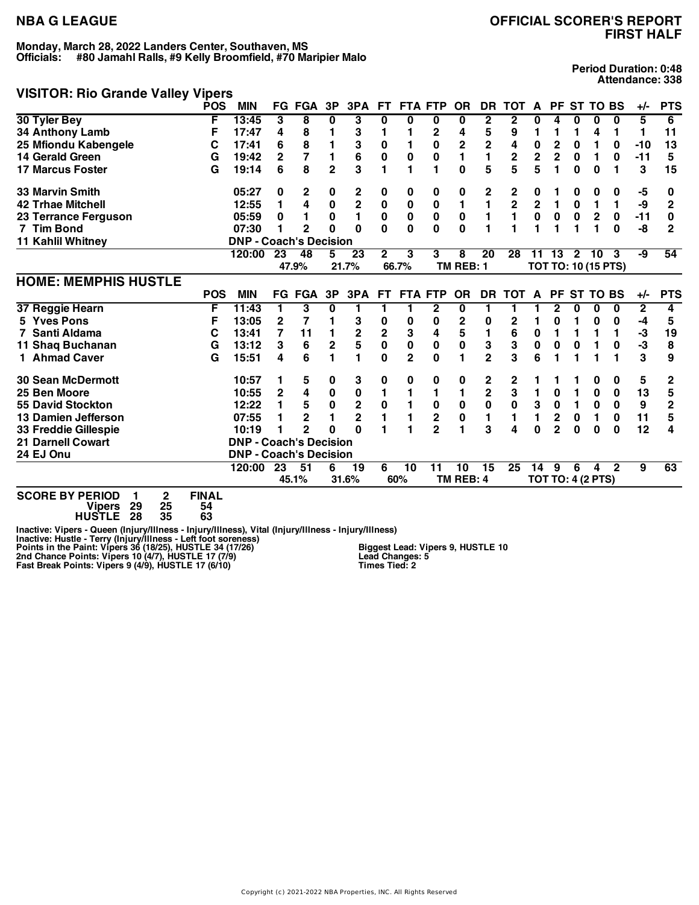**NBA G LEAGUE**

**OFFICIAL SCORER'S REPORT**
**FIRST HALF**

**Monday, March 28, 2022 Landers Center, Southaven, MS**
**Officials: #80 Jamahl Ralls, #9 Kelly Broomfield, #70 Maripier Malo**

**Period Duration: 0:48**
**Attendance: 338**

## VISITOR: Rio Grande Valley Vipers

| | POS | MIN | FG | FGA | 3P | 3PA | FT | FTA | FTP | OR | DR | TOT | A | PF | ST | TO | BS | +/- | PTS |
|---|---|---|---|---|---|---|---|---|---|---|---|---|---|---|---|---|---|---|---|
| 30 Tyler Bey | F | 13:45 | 3 | 8 | 0 | 3 | 0 | 0 | 0 | 0 | 2 | 2 | 0 | 4 | 0 | 0 | 0 | 5 | 6 |
| 34 Anthony Lamb | F | 17:47 | 4 | 8 | 1 | 3 | 1 | 1 | 2 | 4 | 5 | 9 | 1 | 1 | 1 | 4 | 1 | 1 | 11 |
| 25 Mfiondu Kabengele | C | 17:41 | 6 | 8 | 1 | 3 | 0 | 1 | 0 | 2 | 2 | 4 | 0 | 2 | 0 | 1 | 0 | -10 | 13 |
| 14 Gerald Green | G | 19:42 | 2 | 7 | 1 | 6 | 0 | 0 | 0 | 1 | 1 | 2 | 2 | 2 | 0 | 1 | 0 | -11 | 5 |
| 17 Marcus Foster | G | 19:14 | 6 | 8 | 2 | 3 | 1 | 1 | 1 | 0 | 5 | 5 | 5 | 1 | 0 | 0 | 1 | 3 | 15 |
| 33 Marvin Smith | | 05:27 | 0 | 2 | 0 | 2 | 0 | 0 | 0 | 0 | 2 | 2 | 0 | 1 | 0 | 0 | 0 | -5 | 0 |
| 42 Trhae Mitchell | | 12:55 | 1 | 4 | 0 | 2 | 0 | 0 | 0 | 1 | 1 | 2 | 2 | 1 | 0 | 1 | 1 | -9 | 2 |
| 23 Terrance Ferguson | | 05:59 | 0 | 1 | 0 | 1 | 0 | 0 | 0 | 0 | 1 | 1 | 0 | 0 | 0 | 2 | 0 | -11 | 0 |
| 7 Tim Bond | | 07:30 | 1 | 2 | 0 | 0 | 0 | 0 | 0 | 0 | 1 | 1 | 1 | 1 | 1 | 1 | 0 | -8 | 2 |
| 11 Kahlil Whitney | | DNP - Coach's Decision | | | | | | | | | | | | | | | | | |
| | | 120:00 | 23 | 48 | 5 | 23 | 2 | 3 | 3 | 8 | 20 | 28 | 11 | 13 | 2 | 10 | 3 | -9 | 54 |
| | | | | 47.9% | | 21.7% | | 66.7% | | TM REB: 1 | | | TOT TO: 10 (15 PTS) | | | | | | |

## HOME: MEMPHIS HUSTLE

| | POS | MIN | FG | FGA | 3P | 3PA | FT | FTA | FTP | OR | DR | TOT | A | PF | ST | TO | BS | +/- | PTS |
|---|---|---|---|---|---|---|---|---|---|---|---|---|---|---|---|---|---|---|---|
| 37 Reggie Hearn | F | 11:43 | 1 | 3 | 0 | 1 | 1 | 1 | 2 | 0 | 1 | 1 | 1 | 2 | 0 | 0 | 0 | 2 | 4 |
| 5 Yves Pons | F | 13:05 | 2 | 7 | 1 | 3 | 0 | 0 | 0 | 2 | 0 | 2 | 1 | 0 | 1 | 0 | 0 | -4 | 5 |
| 7 Santi Aldama | C | 13:41 | 7 | 11 | 1 | 2 | 2 | 3 | 4 | 5 | 1 | 6 | 0 | 1 | 1 | 1 | 1 | -3 | 19 |
| 11 Shaq Buchanan | G | 13:12 | 3 | 6 | 2 | 5 | 0 | 0 | 0 | 0 | 3 | 3 | 0 | 0 | 0 | 1 | 0 | -3 | 8 |
| 1 Ahmad Caver | G | 15:51 | 4 | 6 | 1 | 1 | 0 | 2 | 0 | 1 | 2 | 3 | 6 | 1 | 1 | 1 | 1 | 3 | 9 |
| 30 Sean McDermott | | 10:57 | 1 | 5 | 0 | 3 | 0 | 0 | 0 | 0 | 2 | 2 | 1 | 1 | 1 | 0 | 0 | 5 | 2 |
| 25 Ben Moore | | 10:55 | 2 | 4 | 0 | 0 | 1 | 1 | 1 | 1 | 2 | 3 | 1 | 0 | 1 | 0 | 0 | 13 | 5 |
| 55 David Stockton | | 12:22 | 1 | 5 | 0 | 2 | 0 | 1 | 0 | 0 | 0 | 0 | 3 | 0 | 1 | 0 | 0 | 9 | 2 |
| 13 Damien Jefferson | | 07:55 | 1 | 2 | 1 | 2 | 1 | 1 | 2 | 0 | 1 | 1 | 1 | 2 | 0 | 1 | 0 | 11 | 5 |
| 33 Freddie Gillespie | | 10:19 | 1 | 2 | 0 | 0 | 1 | 1 | 2 | 1 | 3 | 4 | 0 | 2 | 0 | 0 | 0 | 12 | 4 |
| 21 Darnell Cowart | | DNP - Coach's Decision | | | | | | | | | | | | | | | | | |
| 24 EJ Onu | | DNP - Coach's Decision | | | | | | | | | | | | | | | | | |
| | | 120:00 | 23 | 51 | 6 | 19 | 6 | 10 | 11 | 10 | 15 | 25 | 14 | 9 | 6 | 4 | 2 | 9 | 63 |
| | | | | 45.1% | | 31.6% | | 60% | | TM REB: 4 | | | TOT TO: 4 (2 PTS) | | | | | | |

| SCORE BY PERIOD | 1 | 2 | FINAL |
|---|---|---|---|
| Vipers | 29 | 25 | 54 |
| HUSTLE | 28 | 35 | 63 |

Inactive: Vipers - Queen (Injury/Illness - Injury/Illness), Vital (Injury/Illness - Injury/Illness)
Inactive: Hustle - Terry (Injury/Illness - Left foot soreness)
Points in the Paint: Vipers 36 (18/25), HUSTLE 34 (17/26)
2nd Chance Points: Vipers 10 (4/7), HUSTLE 17 (7/9)
Fast Break Points: Vipers 9 (4/9), HUSTLE 17 (6/10)

Biggest Lead: Vipers 9, HUSTLE 10
Lead Changes: 5
Times Tied: 2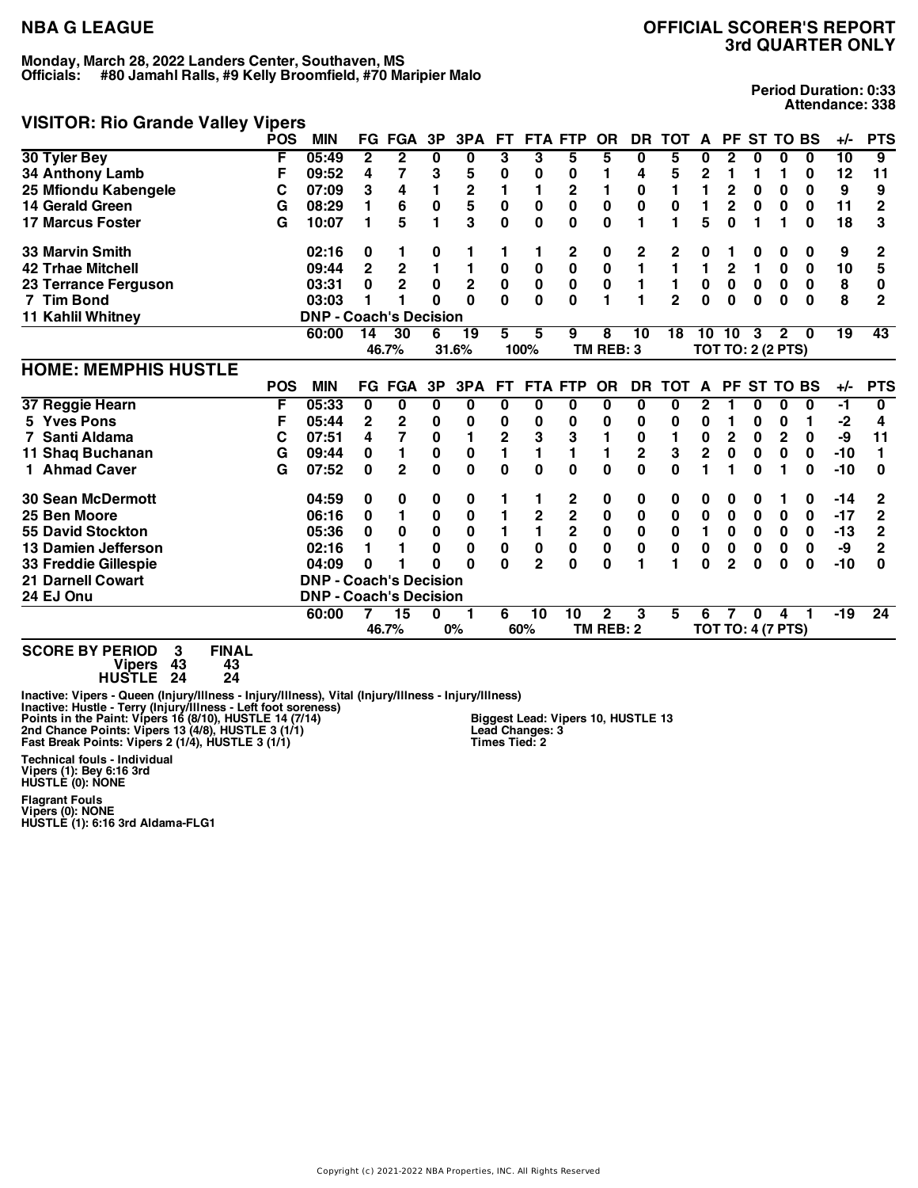# NBA G LEAGUE

## OFFICIAL SCORER'S REPORT
## 3rd QUARTER ONLY

**Monday, March 28, 2022 Landers Center, Southaven, MS**
**Officials: #80 Jamahl Ralls, #9 Kelly Broomfield, #70 Maripier Malo**

**Period Duration: 0:33**
**Attendance: 338**

## VISITOR: Rio Grande Valley Vipers

| | POS | MIN | FG | FGA | 3P | 3PA | FT | FTA | FTP | OR | DR | TOT | A | PF | ST | TO | BS | +/- | PTS |
|---|---|---|---|---|---|---|---|---|---|---|---|---|---|---|---|---|---|---|---|
| 30 Tyler Bey | F | 05:49 | 2 | 2 | 0 | 0 | 3 | 3 | 5 | 5 | 0 | 5 | 0 | 2 | 0 | 0 | 0 | 10 | 9 |
| 34 Anthony Lamb | F | 09:52 | 4 | 7 | 3 | 5 | 0 | 0 | 0 | 1 | 4 | 5 | 2 | 1 | 1 | 1 | 0 | 12 | 11 |
| 25 Mfiondu Kabengele | C | 07:09 | 3 | 4 | 1 | 2 | 1 | 1 | 2 | 1 | 0 | 1 | 1 | 2 | 0 | 0 | 0 | 9 | 9 |
| 14 Gerald Green | G | 08:29 | 1 | 6 | 0 | 5 | 0 | 0 | 0 | 0 | 0 | 0 | 1 | 2 | 0 | 0 | 0 | 11 | 2 |
| 17 Marcus Foster | G | 10:07 | 1 | 5 | 1 | 3 | 0 | 0 | 0 | 0 | 1 | 1 | 5 | 0 | 1 | 1 | 0 | 18 | 3 |
| 33 Marvin Smith | | 02:16 | 0 | 1 | 0 | 1 | 1 | 1 | 2 | 0 | 2 | 2 | 0 | 1 | 0 | 0 | 0 | 9 | 2 |
| 42 Trhae Mitchell | | 09:44 | 2 | 2 | 1 | 1 | 0 | 0 | 0 | 0 | 1 | 1 | 1 | 2 | 1 | 0 | 0 | 10 | 5 |
| 23 Terrance Ferguson | | 03:31 | 0 | 2 | 0 | 2 | 0 | 0 | 0 | 0 | 1 | 1 | 0 | 0 | 0 | 0 | 0 | 8 | 0 |
| 7 Tim Bond | | 03:03 | 1 | 1 | 0 | 0 | 0 | 0 | 0 | 1 | 1 | 2 | 0 | 0 | 0 | 0 | 0 | 8 | 2 |
| 11 Kahlil Whitney | | DNP - Coach's Decision | | | | | | | | | | | | | | | | | |
| | | 60:00 | 14 | 30 | 6 | 19 | 5 | 5 | 9 | 8 | 10 | 18 | 10 | 10 | 3 | 2 | 0 | 19 | 43 |
| | | | 46.7% | | 31.6% | | 100% | | | TM REB: 3 | | | TOT TO: 2 (2 PTS) | | | | | | |

## HOME: MEMPHIS HUSTLE

| | POS | MIN | FG | FGA | 3P | 3PA | FT | FTA | FTP | OR | DR | TOT | A | PF | ST | TO | BS | +/- | PTS |
|---|---|---|---|---|---|---|---|---|---|---|---|---|---|---|---|---|---|---|---|
| 37 Reggie Hearn | F | 05:33 | 0 | 0 | 0 | 0 | 0 | 0 | 0 | 0 | 0 | 0 | 2 | 1 | 0 | 0 | 0 | -1 | 0 |
| 5 Yves Pons | F | 05:44 | 2 | 2 | 0 | 0 | 0 | 0 | 0 | 0 | 0 | 0 | 0 | 1 | 0 | 0 | 1 | -2 | 4 |
| 7 Santi Aldama | C | 07:51 | 4 | 7 | 0 | 1 | 2 | 3 | 3 | 1 | 0 | 1 | 0 | 2 | 0 | 2 | 0 | -9 | 11 |
| 11 Shaq Buchanan | G | 09:44 | 0 | 1 | 0 | 0 | 1 | 1 | 1 | 1 | 2 | 3 | 2 | 0 | 0 | 0 | 0 | -10 | 1 |
| 1 Ahmad Caver | G | 07:52 | 0 | 2 | 0 | 0 | 0 | 0 | 0 | 0 | 0 | 0 | 1 | 1 | 0 | 1 | 0 | -10 | 0 |
| 30 Sean McDermott | | 04:59 | 0 | 0 | 0 | 0 | 1 | 1 | 2 | 0 | 0 | 0 | 0 | 0 | 0 | 1 | 0 | -14 | 2 |
| 25 Ben Moore | | 06:16 | 0 | 1 | 0 | 0 | 1 | 2 | 2 | 0 | 0 | 0 | 0 | 0 | 0 | 0 | 0 | -17 | 2 |
| 55 David Stockton | | 05:36 | 0 | 0 | 0 | 0 | 1 | 1 | 2 | 0 | 0 | 0 | 1 | 0 | 0 | 0 | 0 | -13 | 2 |
| 13 Damien Jefferson | | 02:16 | 1 | 1 | 0 | 0 | 0 | 0 | 0 | 0 | 0 | 0 | 0 | 0 | 0 | 0 | 0 | -9 | 2 |
| 33 Freddie Gillespie | | 04:09 | 0 | 1 | 0 | 0 | 0 | 2 | 0 | 0 | 1 | 1 | 0 | 2 | 0 | 0 | 0 | -10 | 0 |
| 21 Darnell Cowart | | DNP - Coach's Decision | | | | | | | | | | | | | | | | | |
| 24 EJ Onu | | DNP - Coach's Decision | | | | | | | | | | | | | | | | | |
| | | 60:00 | 7 | 15 | 0 | 1 | 6 | 10 | 10 | 2 | 3 | 5 | 6 | 7 | 0 | 4 | 1 | -19 | 24 |
| | | | 46.7% | | 0% | | 60% | | | TM REB: 2 | | | TOT TO: 4 (7 PTS) | | | | | | |

**SCORE BY PERIOD**

| | 3 | FINAL |
|---|---|---|
| Vipers | 43 | 43 |
| HUSTLE | 24 | 24 |

**Inactive: Vipers - Queen (Injury/Illness - Injury/Illness), Vital (Injury/Illness - Injury/Illness)**
**Inactive: Hustle - Terry (Injury/Illness - Left foot soreness)**
**Points in the Paint: Vipers 16 (8/10), HUSTLE 14 (7/14)**
**2nd Chance Points: Vipers 13 (4/8), HUSTLE 3 (1/1)**
**Fast Break Points: Vipers 2 (1/4), HUSTLE 3 (1/1)**

**Biggest Lead: Vipers 10, HUSTLE 13**
**Lead Changes: 3**
**Times Tied: 2**

**Technical fouls - Individual**
**Vipers (1): Bey 6:16 3rd**
**HUSTLE (0): NONE**

**Flagrant Fouls**
**Vipers (0): NONE**
**HUSTLE (1): 6:16 3rd Aldama-FLG1**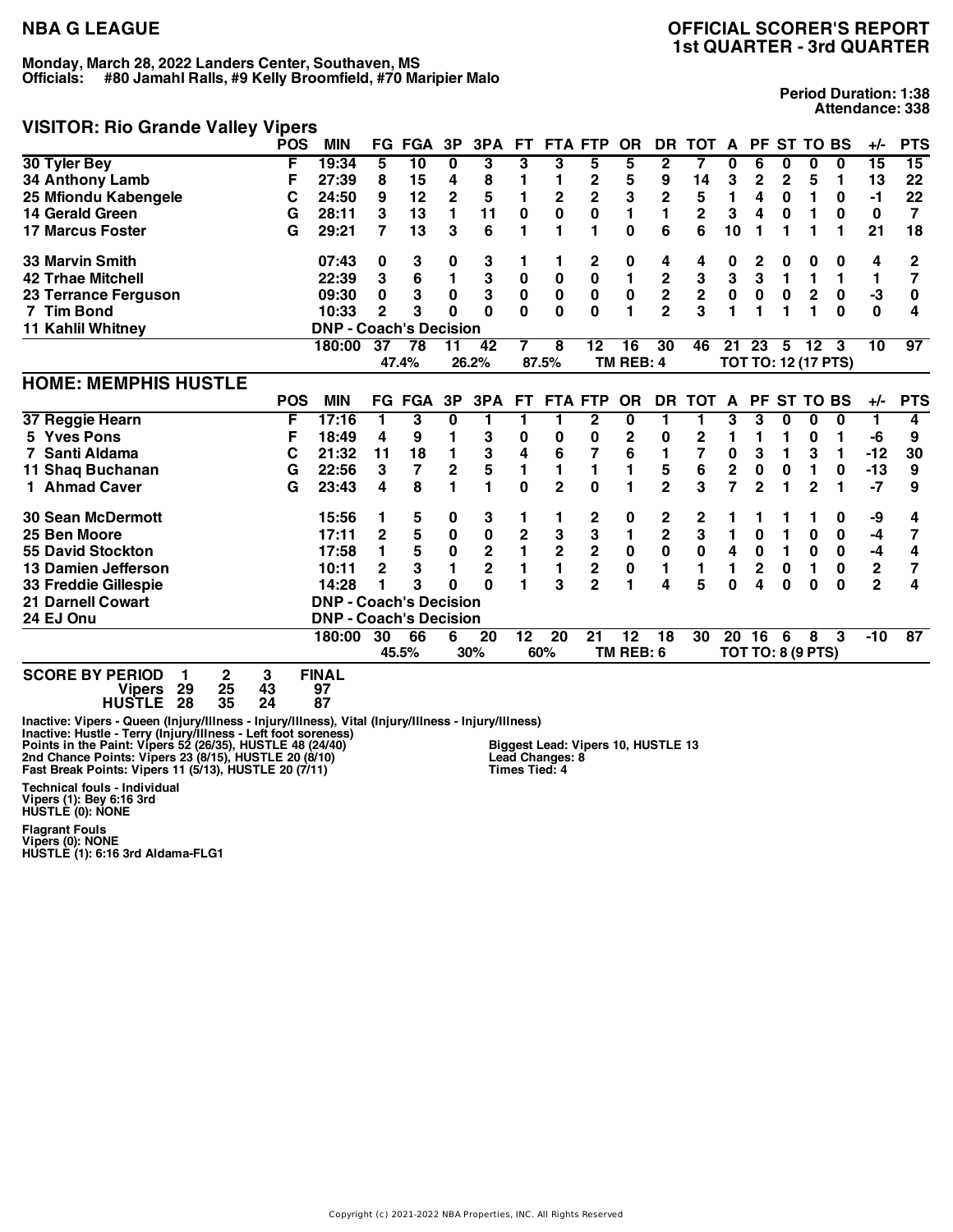# NBA G LEAGUE

## OFFICIAL SCORER'S REPORT
## 1st QUARTER - 3rd QUARTER

**Monday, March 28, 2022 Landers Center, Southaven, MS**
**Officials: #80 Jamahl Ralls, #9 Kelly Broomfield, #70 Maripier Malo**

**Period Duration: 1:38**
**Attendance: 338**

### VISITOR: Rio Grande Valley Vipers

| | POS | MIN | FG | FGA | 3P | 3PA | FT | FTA | FTP | OR | DR | TOT | A | PF | ST | TO | BS | +/- | PTS |
|---|---|---|---|---|---|---|---|---|---|---|---|---|---|---|---|---|---|---|---|
| 30 Tyler Bey | F | 19:34 | 5 | 10 | 0 | 3 | 3 | 3 | 5 | 5 | 2 | 7 | 0 | 6 | 0 | 0 | 0 | 15 | 15 |
| 34 Anthony Lamb | F | 27:39 | 8 | 15 | 4 | 8 | 1 | 1 | 2 | 5 | 9 | 14 | 3 | 2 | 2 | 5 | 1 | 13 | 22 |
| 25 Mfiondu Kabengele | C | 24:50 | 9 | 12 | 2 | 5 | 1 | 2 | 2 | 3 | 2 | 5 | 1 | 4 | 0 | 1 | 0 | -1 | 22 |
| 14 Gerald Green | G | 28:11 | 3 | 13 | 1 | 11 | 0 | 0 | 0 | 1 | 1 | 2 | 3 | 4 | 0 | 1 | 0 | 0 | 7 |
| 17 Marcus Foster | G | 29:21 | 7 | 13 | 3 | 6 | 1 | 1 | 1 | 0 | 6 | 6 | 10 | 1 | 1 | 1 | 1 | 21 | 18 |
| 33 Marvin Smith | | 07:43 | 0 | 3 | 0 | 3 | 1 | 1 | 2 | 0 | 4 | 4 | 0 | 2 | 0 | 0 | 0 | 4 | 2 |
| 42 Trhae Mitchell | | 22:39 | 3 | 6 | 1 | 3 | 0 | 0 | 0 | 1 | 2 | 3 | 3 | 3 | 1 | 1 | 1 | 1 | 7 |
| 23 Terrance Ferguson | | 09:30 | 0 | 3 | 0 | 3 | 0 | 0 | 0 | 0 | 2 | 2 | 0 | 0 | 0 | 2 | 0 | -3 | 0 |
| 7 Tim Bond | | 10:33 | 2 | 3 | 0 | 0 | 0 | 0 | 0 | 1 | 2 | 3 | 1 | 1 | 1 | 1 | 0 | 0 | 4 |
| 11 Kahlil Whitney | | DNP - Coach's Decision | | | | | | | | | | | | | | | | | |
| | | 180:00 | 37 | 78 | 11 | 42 | 7 | 8 | 12 | 16 | 30 | 46 | 21 | 23 | 5 | 12 | 3 | 10 | 97 |
| | | | 47.4% | | 26.2% | | 87.5% | | | TM REB: 4 | | | TOT TO: 12 (17 PTS) | | | | | | |

### HOME: MEMPHIS HUSTLE

| | POS | MIN | FG | FGA | 3P | 3PA | FT | FTA | FTP | OR | DR | TOT | A | PF | ST | TO | BS | +/- | PTS |
|---|---|---|---|---|---|---|---|---|---|---|---|---|---|---|---|---|---|---|---|
| 37 Reggie Hearn | F | 17:16 | 1 | 3 | 0 | 1 | 1 | 1 | 2 | 0 | 1 | 1 | 3 | 3 | 0 | 0 | 0 | 1 | 4 |
| 5 Yves Pons | F | 18:49 | 4 | 9 | 1 | 3 | 0 | 0 | 0 | 2 | 0 | 2 | 1 | 1 | 1 | 0 | 1 | -6 | 9 |
| 7 Santi Aldama | C | 21:32 | 11 | 18 | 1 | 3 | 4 | 6 | 7 | 6 | 1 | 7 | 0 | 3 | 1 | 3 | 1 | -12 | 30 |
| 11 Shaq Buchanan | G | 22:56 | 3 | 7 | 2 | 5 | 1 | 1 | 1 | 1 | 5 | 6 | 2 | 0 | 0 | 1 | 0 | -13 | 9 |
| 1 Ahmad Caver | G | 23:43 | 4 | 8 | 1 | 1 | 0 | 2 | 0 | 1 | 2 | 3 | 7 | 2 | 1 | 2 | 1 | -7 | 9 |
| 30 Sean McDermott | | 15:56 | 1 | 5 | 0 | 3 | 1 | 1 | 2 | 0 | 2 | 2 | 1 | 1 | 1 | 1 | 0 | -9 | 4 |
| 25 Ben Moore | | 17:11 | 2 | 5 | 0 | 0 | 2 | 3 | 3 | 1 | 2 | 3 | 1 | 0 | 1 | 0 | 0 | -4 | 7 |
| 55 David Stockton | | 17:58 | 1 | 5 | 0 | 2 | 1 | 2 | 2 | 0 | 0 | 0 | 4 | 0 | 1 | 0 | 0 | -4 | 4 |
| 13 Damien Jefferson | | 10:11 | 2 | 3 | 1 | 2 | 1 | 1 | 2 | 0 | 1 | 1 | 1 | 2 | 0 | 1 | 0 | 2 | 7 |
| 33 Freddie Gillespie | | 14:28 | 1 | 3 | 0 | 0 | 1 | 3 | 2 | 1 | 4 | 5 | 0 | 4 | 0 | 0 | 0 | 2 | 4 |
| 21 Darnell Cowart | | DNP - Coach's Decision | | | | | | | | | | | | | | | | | |
| 24 EJ Onu | | DNP - Coach's Decision | | | | | | | | | | | | | | | | | |
| | | 180:00 | 30 | 66 | 6 | 20 | 12 | 20 | 21 | 12 | 18 | 30 | 20 | 16 | 6 | 8 | 3 | -10 | 87 |
| | | | 45.5% | | 30% | | 60% | | | TM REB: 6 | | | TOT TO: 8 (9 PTS) | | | | | | |

| SCORE BY PERIOD | 1 | 2 | 3 | FINAL |
|---|---|---|---|---|
| Vipers | 29 | 25 | 43 | 97 |
| HUSTLE | 28 | 35 | 24 | 87 |

Inactive: Vipers - Queen (Injury/Illness - Injury/Illness), Vital (Injury/Illness - Injury/Illness)
Inactive: Hustle - Terry (Injury/Illness - Left foot soreness)
Points in the Paint: Vipers 52 (26/35), HUSTLE 48 (24/40)
2nd Chance Points: Vipers 23 (8/15), HUSTLE 20 (8/10)
Fast Break Points: Vipers 11 (5/13), HUSTLE 20 (7/11)

Biggest Lead: Vipers 10, HUSTLE 13
Lead Changes: 8
Times Tied: 4

Technical fouls - Individual
Vipers (1): Bey 6:16 3rd
HUSTLE (0): NONE

Flagrant Fouls
Vipers (0): NONE
HUSTLE (1): 6:16 3rd Aldama-FLG1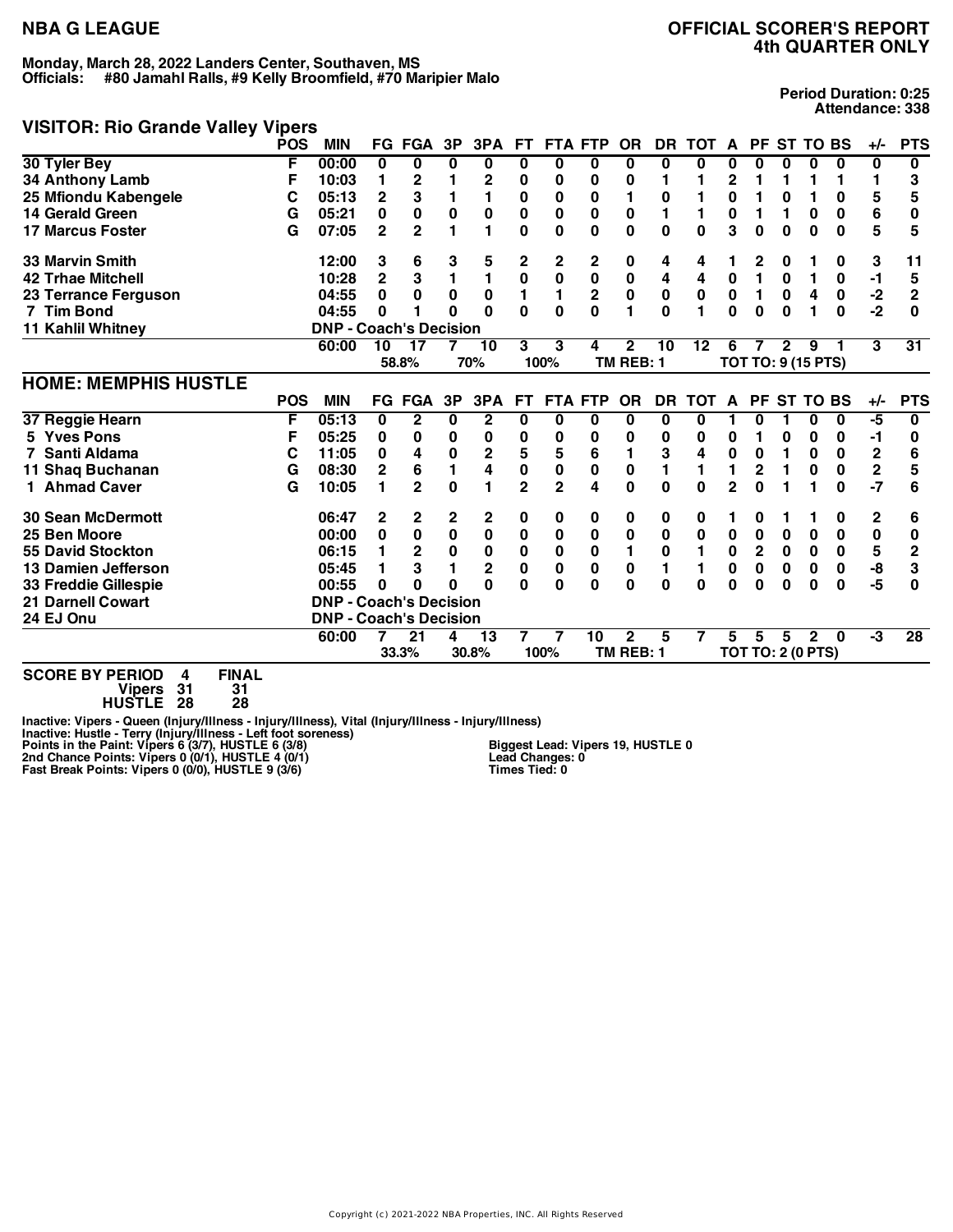# NBA G LEAGUE

## OFFICIAL SCORER'S REPORT
## 4th QUARTER ONLY

**Monday, March 28, 2022 Landers Center, Southaven, MS**
**Officials: #80 Jamahl Ralls, #9 Kelly Broomfield, #70 Maripier Malo**

**Period Duration: 0:25**
**Attendance: 338**

## VISITOR: Rio Grande Valley Vipers

| | POS | MIN | FG | FGA | 3P | 3PA | FT | FTA | FTP | OR | DR | TOT | A | PF | ST | TO | BS | +/- | PTS |
|---|---|---|---|---|---|---|---|---|---|---|---|---|---|---|---|---|---|---|---|
| 30 Tyler Bey | F | 00:00 | 0 | 0 | 0 | 0 | 0 | 0 | 0 | 0 | 0 | 0 | 0 | 0 | 0 | 0 | 0 | 0 | 0 |
| 34 Anthony Lamb | F | 10:03 | 1 | 2 | 1 | 2 | 0 | 0 | 0 | 0 | 1 | 1 | 2 | 1 | 1 | 1 | 1 | 1 | 3 |
| 25 Mfiondu Kabengele | C | 05:13 | 2 | 3 | 1 | 1 | 0 | 0 | 0 | 1 | 0 | 1 | 0 | 1 | 0 | 1 | 0 | 5 | 5 |
| 14 Gerald Green | G | 05:21 | 0 | 0 | 0 | 0 | 0 | 0 | 0 | 0 | 1 | 1 | 0 | 1 | 1 | 0 | 0 | 6 | 0 |
| 17 Marcus Foster | G | 07:05 | 2 | 2 | 1 | 1 | 0 | 0 | 0 | 0 | 0 | 0 | 3 | 0 | 0 | 0 | 0 | 5 | 5 |
| 33 Marvin Smith | | 12:00 | 3 | 6 | 3 | 5 | 2 | 2 | 2 | 0 | 4 | 4 | 1 | 2 | 0 | 1 | 0 | 3 | 11 |
| 42 Trhae Mitchell | | 10:28 | 2 | 3 | 1 | 1 | 0 | 0 | 0 | 0 | 4 | 4 | 0 | 1 | 0 | 1 | 0 | -1 | 5 |
| 23 Terrance Ferguson | | 04:55 | 0 | 0 | 0 | 0 | 1 | 1 | 2 | 0 | 0 | 0 | 0 | 1 | 0 | 4 | 0 | -2 | 2 |
| 7 Tim Bond | | 04:55 | 0 | 1 | 0 | 0 | 0 | 0 | 0 | 1 | 0 | 1 | 0 | 0 | 0 | 1 | 0 | -2 | 0 |
| 11 Kahlil Whitney | | DNP - Coach's Decision | | | | | | | | | | | | | | | | | |
| | | 60:00 | 10 | 17 | 7 | 10 | 3 | 3 | 4 | 2 | 10 | 12 | 6 | 7 | 2 | 9 | 1 | 3 | 31 |
| | | | 58.8% | | 70% | | 100% | | | TM REB: 1 | | | TOT TO: 9 (15 PTS) | | | | | | |

## HOME: MEMPHIS HUSTLE

| | POS | MIN | FG | FGA | 3P | 3PA | FT | FTA | FTP | OR | DR | TOT | A | PF | ST | TO | BS | +/- | PTS |
|---|---|---|---|---|---|---|---|---|---|---|---|---|---|---|---|---|---|---|---|
| 37 Reggie Hearn | F | 05:13 | 0 | 2 | 0 | 2 | 0 | 0 | 0 | 0 | 0 | 0 | 1 | 0 | 1 | 0 | 0 | -5 | 0 |
| 5 Yves Pons | F | 05:25 | 0 | 0 | 0 | 0 | 0 | 0 | 0 | 0 | 0 | 0 | 0 | 1 | 0 | 0 | 0 | -1 | 0 |
| 7 Santi Aldama | C | 11:05 | 0 | 4 | 0 | 2 | 5 | 5 | 6 | 1 | 3 | 4 | 0 | 0 | 1 | 0 | 0 | 2 | 6 |
| 11 Shaq Buchanan | G | 08:30 | 2 | 6 | 1 | 4 | 0 | 0 | 0 | 0 | 1 | 1 | 1 | 2 | 1 | 0 | 0 | 2 | 5 |
| 1 Ahmad Caver | G | 10:05 | 1 | 2 | 0 | 1 | 2 | 2 | 4 | 0 | 0 | 0 | 2 | 0 | 1 | 1 | 0 | -7 | 6 |
| 30 Sean McDermott | | 06:47 | 2 | 2 | 2 | 2 | 0 | 0 | 0 | 0 | 0 | 0 | 1 | 0 | 1 | 1 | 0 | 2 | 6 |
| 25 Ben Moore | | 00:00 | 0 | 0 | 0 | 0 | 0 | 0 | 0 | 0 | 0 | 0 | 0 | 0 | 0 | 0 | 0 | 0 | 0 |
| 55 David Stockton | | 06:15 | 1 | 2 | 0 | 0 | 0 | 0 | 0 | 1 | 0 | 1 | 0 | 2 | 0 | 0 | 0 | 5 | 2 |
| 13 Damien Jefferson | | 05:45 | 1 | 3 | 1 | 2 | 0 | 0 | 0 | 0 | 1 | 1 | 0 | 0 | 0 | 0 | 0 | -8 | 3 |
| 33 Freddie Gillespie | | 00:55 | 0 | 0 | 0 | 0 | 0 | 0 | 0 | 0 | 0 | 0 | 0 | 0 | 0 | 0 | 0 | -5 | 0 |
| 21 Darnell Cowart | | DNP - Coach's Decision | | | | | | | | | | | | | | | | | |
| 24 EJ Onu | | DNP - Coach's Decision | | | | | | | | | | | | | | | | | |
| | | 60:00 | 7 | 21 | 4 | 13 | 7 | 7 | 10 | 2 | 5 | 7 | 5 | 5 | 5 | 2 | 0 | -3 | 28 |
| | | | 33.3% | | 30.8% | | 100% | | | TM REB: 1 | | | TOT TO: 2 (0 PTS) | | | | | | |

| SCORE BY PERIOD | 4 | FINAL |
|---|---|---|
| Vipers | 31 | 31 |
| HUSTLE | 28 | 28 |

Inactive: Vipers - Queen (Injury/Illness - Injury/Illness), Vital (Injury/Illness - Injury/Illness)
Inactive: Hustle - Terry (Injury/Illness - Left foot soreness)
Points in the Paint: Vipers 6 (3/7), HUSTLE 6 (3/8)
2nd Chance Points: Vipers 0 (0/1), HUSTLE 4 (0/1)
Fast Break Points: Vipers 0 (0/0), HUSTLE 9 (3/6)

Biggest Lead: Vipers 19, HUSTLE 0
Lead Changes: 0
Times Tied: 0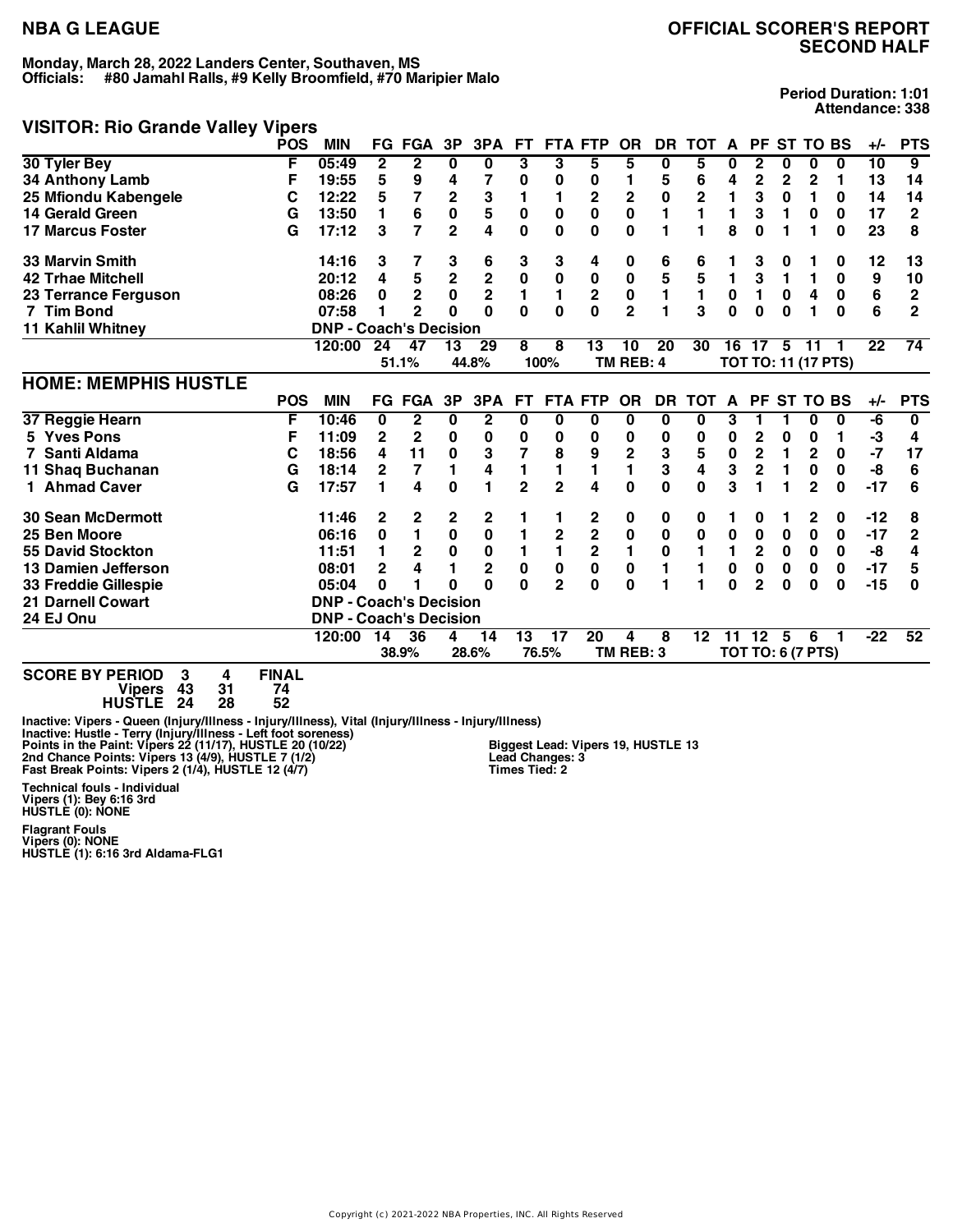# NBA G LEAGUE

## OFFICIAL SCORER'S REPORT SECOND HALF

**Monday, March 28, 2022 Landers Center, Southaven, MS**
**Officials: #80 Jamahl Ralls, #9 Kelly Broomfield, #70 Maripier Malo**

**Period Duration: 1:01**
**Attendance: 338**

### VISITOR: Rio Grande Valley Vipers

| | POS | MIN | FG | FGA | 3P | 3PA | FT | FTA | FTP | OR | DR | TOT | A | PF | ST | TO | BS | +/- | PTS |
|---|---|---|---|---|---|---|---|---|---|---|---|---|---|---|---|---|---|---|---|
| 30 Tyler Bey | F | 05:49 | 2 | 2 | 0 | 0 | 3 | 3 | 5 | 5 | 0 | 5 | 0 | 2 | 0 | 0 | 0 | 10 | 9 |
| 34 Anthony Lamb | F | 19:55 | 5 | 9 | 4 | 7 | 0 | 0 | 0 | 1 | 5 | 6 | 4 | 2 | 2 | 2 | 1 | 13 | 14 |
| 25 Mfiondu Kabengele | C | 12:22 | 5 | 7 | 2 | 3 | 1 | 1 | 2 | 2 | 0 | 2 | 1 | 3 | 0 | 1 | 0 | 14 | 14 |
| 14 Gerald Green | G | 13:50 | 1 | 6 | 0 | 5 | 0 | 0 | 0 | 0 | 1 | 1 | 1 | 3 | 1 | 0 | 0 | 17 | 2 |
| 17 Marcus Foster | G | 17:12 | 3 | 7 | 2 | 4 | 0 | 0 | 0 | 0 | 1 | 1 | 8 | 0 | 1 | 1 | 0 | 23 | 8 |
| 33 Marvin Smith | | 14:16 | 3 | 7 | 3 | 6 | 3 | 3 | 4 | 0 | 6 | 6 | 1 | 3 | 0 | 1 | 0 | 12 | 13 |
| 42 Trhae Mitchell | | 20:12 | 4 | 5 | 2 | 2 | 0 | 0 | 0 | 0 | 5 | 5 | 1 | 3 | 1 | 1 | 0 | 9 | 10 |
| 23 Terrance Ferguson | | 08:26 | 0 | 2 | 0 | 2 | 1 | 1 | 2 | 0 | 1 | 1 | 0 | 1 | 0 | 4 | 0 | 6 | 2 |
| 7 Tim Bond | | 07:58 | 1 | 2 | 0 | 0 | 0 | 0 | 0 | 2 | 1 | 3 | 0 | 0 | 0 | 1 | 0 | 6 | 2 |
| 11 Kahlil Whitney | | DNP - Coach's Decision | | | | | | | | | | | | | | | | | |
| | | 120:00 | 24 | 47 | 13 | 29 | 8 | 8 | 13 | 10 | 20 | 30 | 16 | 17 | 5 | 11 | 1 | 22 | 74 |
| | | | | 51.1% | | 44.8% | | 100% | | TM REB: 4 | | | TOT TO: 11 (17 PTS) | | | | | | |

### HOME: MEMPHIS HUSTLE

| | POS | MIN | FG | FGA | 3P | 3PA | FT | FTA | FTP | OR | DR | TOT | A | PF | ST | TO | BS | +/- | PTS |
|---|---|---|---|---|---|---|---|---|---|---|---|---|---|---|---|---|---|---|---|
| 37 Reggie Hearn | F | 10:46 | 0 | 2 | 0 | 2 | 0 | 0 | 0 | 0 | 0 | 0 | 3 | 1 | 1 | 0 | 0 | -6 | 0 |
| 5 Yves Pons | F | 11:09 | 2 | 2 | 0 | 0 | 0 | 0 | 0 | 0 | 0 | 0 | 0 | 2 | 0 | 0 | 1 | -3 | 4 |
| 7 Santi Aldama | C | 18:56 | 4 | 11 | 0 | 3 | 7 | 8 | 9 | 2 | 3 | 5 | 0 | 2 | 1 | 2 | 0 | -7 | 17 |
| 11 Shaq Buchanan | G | 18:14 | 2 | 7 | 1 | 4 | 1 | 1 | 1 | 1 | 3 | 4 | 3 | 2 | 1 | 0 | 0 | -8 | 6 |
| 1 Ahmad Caver | G | 17:57 | 1 | 4 | 0 | 1 | 2 | 2 | 4 | 0 | 0 | 0 | 3 | 1 | 1 | 2 | 0 | -17 | 6 |
| 30 Sean McDermott | | 11:46 | 2 | 2 | 2 | 2 | 1 | 1 | 2 | 0 | 0 | 0 | 1 | 0 | 1 | 2 | 0 | -12 | 8 |
| 25 Ben Moore | | 06:16 | 0 | 1 | 0 | 0 | 1 | 2 | 2 | 0 | 0 | 0 | 0 | 0 | 0 | 0 | 0 | -17 | 2 |
| 55 David Stockton | | 11:51 | 1 | 2 | 0 | 0 | 1 | 1 | 2 | 1 | 0 | 1 | 1 | 2 | 0 | 0 | 0 | -8 | 4 |
| 13 Damien Jefferson | | 08:01 | 2 | 4 | 1 | 2 | 0 | 0 | 0 | 0 | 1 | 1 | 0 | 0 | 0 | 0 | 0 | -17 | 5 |
| 33 Freddie Gillespie | | 05:04 | 0 | 1 | 0 | 0 | 0 | 2 | 0 | 0 | 1 | 1 | 0 | 2 | 0 | 0 | 0 | -15 | 0 |
| 21 Darnell Cowart | | DNP - Coach's Decision | | | | | | | | | | | | | | | | | |
| 24 EJ Onu | | DNP - Coach's Decision | | | | | | | | | | | | | | | | | |
| | | 120:00 | 14 | 36 | 4 | 14 | 13 | 17 | 20 | 4 | 8 | 12 | 11 | 12 | 5 | 6 | 1 | -22 | 52 |
| | | | | 38.9% | | 28.6% | | 76.5% | | TM REB: 3 | | | TOT TO: 6 (7 PTS) | | | | | | |

| SCORE BY PERIOD | 3 | 4 | FINAL |
|---|---|---|---|
| Vipers | 43 | 31 | 74 |
| HUSTLE | 24 | 28 | 52 |

Inactive: Vipers - Queen (Injury/Illness - Injury/Illness), Vital (Injury/Illness - Injury/Illness)
Inactive: Hustle - Terry (Injury/Illness - Left foot soreness)
Points in the Paint: Vipers 22 (11/17), HUSTLE 20 (10/22)
2nd Chance Points: Vipers 13 (4/9), HUSTLE 7 (1/2)
Fast Break Points: Vipers 2 (1/4), HUSTLE 12 (4/7)

Biggest Lead: Vipers 19, HUSTLE 13
Lead Changes: 3
Times Tied: 2

Technical fouls - Individual
Vipers (1): Bey 6:16 3rd
HUSTLE (0): NONE

Flagrant Fouls
Vipers (0): NONE
HUSTLE (1): 6:16 3rd Aldama-FLG1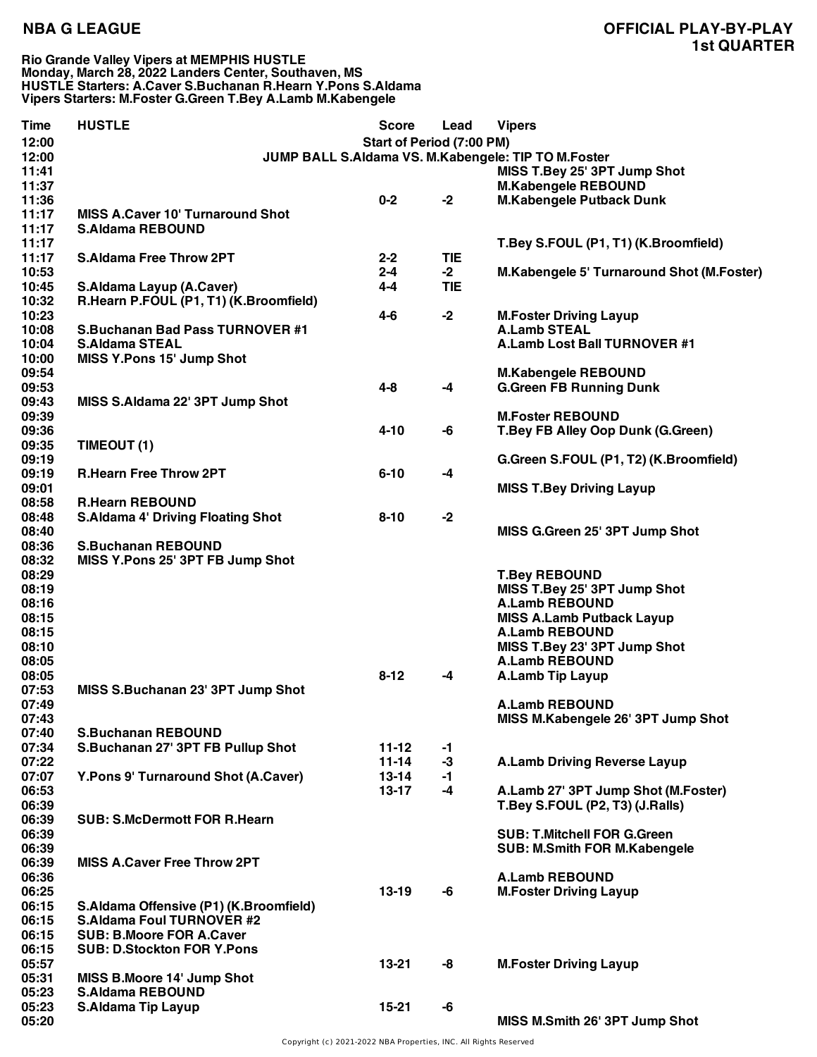**NBA G LEAGUE**

**OFFICIAL PLAY-BY-PLAY**
**1st QUARTER**

**Rio Grande Valley Vipers at MEMPHIS HUSTLE**
**Monday, March 28, 2022 Landers Center, Southaven, MS**
**HUSTLE Starters: A.Caver S.Buchanan R.Hearn Y.Pons S.Aldama**
**Vipers Starters: M.Foster G.Green T.Bey A.Lamb M.Kabengele**

| Time | HUSTLE | Score | Lead | Vipers |
|---|---|---|---|---|
| 12:00 | Start of Period (7:00 PM) | | | |
| 12:00 | JUMP BALL S.Aldama VS. M.Kabengele: TIP TO M.Foster | | | |
| 11:41 | | | | MISS T.Bey 25' 3PT Jump Shot |
| 11:37 | | | | M.Kabengele REBOUND |
| 11:36 | | 0-2 | -2 | M.Kabengele Putback Dunk |
| 11:17 | MISS A.Caver 10' Turnaround Shot | | | |
| 11:17 | S.Aldama REBOUND | | | |
| 11:17 | | | | T.Bey S.FOUL (P1, T1) (K.Broomfield) |
| 11:17 | S.Aldama Free Throw 2PT | 2-2 | TIE | |
| 10:53 | | 2-4 | -2 | M.Kabengele 5' Turnaround Shot (M.Foster) |
| 10:45 | S.Aldama Layup (A.Caver) | 4-4 | TIE | |
| 10:32 | R.Hearn P.FOUL (P1, T1) (K.Broomfield) | | | |
| 10:23 | | 4-6 | -2 | M.Foster Driving Layup |
| 10:08 | S.Buchanan Bad Pass TURNOVER #1 | | | A.Lamb STEAL |
| 10:04 | S.Aldama STEAL | | | A.Lamb Lost Ball TURNOVER #1 |
| 10:00 | MISS Y.Pons 15' Jump Shot | | | |
| 09:54 | | | | M.Kabengele REBOUND |
| 09:53 | | 4-8 | -4 | G.Green FB Running Dunk |
| 09:43 | MISS S.Aldama 22' 3PT Jump Shot | | | |
| 09:39 | | | | M.Foster REBOUND |
| 09:36 | | 4-10 | -6 | T.Bey FB Alley Oop Dunk (G.Green) |
| 09:35 | TIMEOUT (1) | | | |
| 09:19 | | | | G.Green S.FOUL (P1, T2) (K.Broomfield) |
| 09:19 | R.Hearn Free Throw 2PT | 6-10 | -4 | |
| 09:01 | | | | MISS T.Bey Driving Layup |
| 08:58 | R.Hearn REBOUND | | | |
| 08:48 | S.Aldama 4' Driving Floating Shot | 8-10 | -2 | |
| 08:40 | | | | MISS G.Green 25' 3PT Jump Shot |
| 08:36 | S.Buchanan REBOUND | | | |
| 08:32 | MISS Y.Pons 25' 3PT FB Jump Shot | | | |
| 08:29 | | | | T.Bey REBOUND |
| 08:19 | | | | MISS T.Bey 25' 3PT Jump Shot |
| 08:16 | | | | A.Lamb REBOUND |
| 08:15 | | | | MISS A.Lamb Putback Layup |
| 08:15 | | | | A.Lamb REBOUND |
| 08:10 | | | | MISS T.Bey 23' 3PT Jump Shot |
| 08:05 | | | | A.Lamb REBOUND |
| 08:05 | | 8-12 | -4 | A.Lamb Tip Layup |
| 07:53 | MISS S.Buchanan 23' 3PT Jump Shot | | | |
| 07:49 | | | | A.Lamb REBOUND |
| 07:43 | | | | MISS M.Kabengele 26' 3PT Jump Shot |
| 07:40 | S.Buchanan REBOUND | | | |
| 07:34 | S.Buchanan 27' 3PT FB Pullup Shot | 11-12 | -1 | |
| 07:22 | | 11-14 | -3 | A.Lamb Driving Reverse Layup |
| 07:07 | Y.Pons 9' Turnaround Shot (A.Caver) | 13-14 | -1 | |
| 06:53 | | 13-17 | -4 | A.Lamb 27' 3PT Jump Shot (M.Foster) |
| 06:39 | | | | T.Bey S.FOUL (P2, T3) (J.Ralls) |
| 06:39 | SUB: S.McDermott FOR R.Hearn | | | |
| 06:39 | | | | SUB: T.Mitchell FOR G.Green |
| 06:39 | | | | SUB: M.Smith FOR M.Kabengele |
| 06:39 | MISS A.Caver Free Throw 2PT | | | |
| 06:36 | | | | A.Lamb REBOUND |
| 06:25 | | 13-19 | -6 | M.Foster Driving Layup |
| 06:15 | S.Aldama Offensive (P1) (K.Broomfield) | | | |
| 06:15 | S.Aldama Foul TURNOVER #2 | | | |
| 06:15 | SUB: B.Moore FOR A.Caver | | | |
| 06:15 | SUB: D.Stockton FOR Y.Pons | | | |
| 05:57 | | 13-21 | -8 | M.Foster Driving Layup |
| 05:31 | MISS B.Moore 14' Jump Shot | | | |
| 05:23 | S.Aldama REBOUND | | | |
| 05:23 | S.Aldama Tip Layup | 15-21 | -6 | |
| 05:20 | | | | MISS M.Smith 26' 3PT Jump Shot |

Copyright (c) 2021-2022 NBA Properties, INC. All Rights Reserved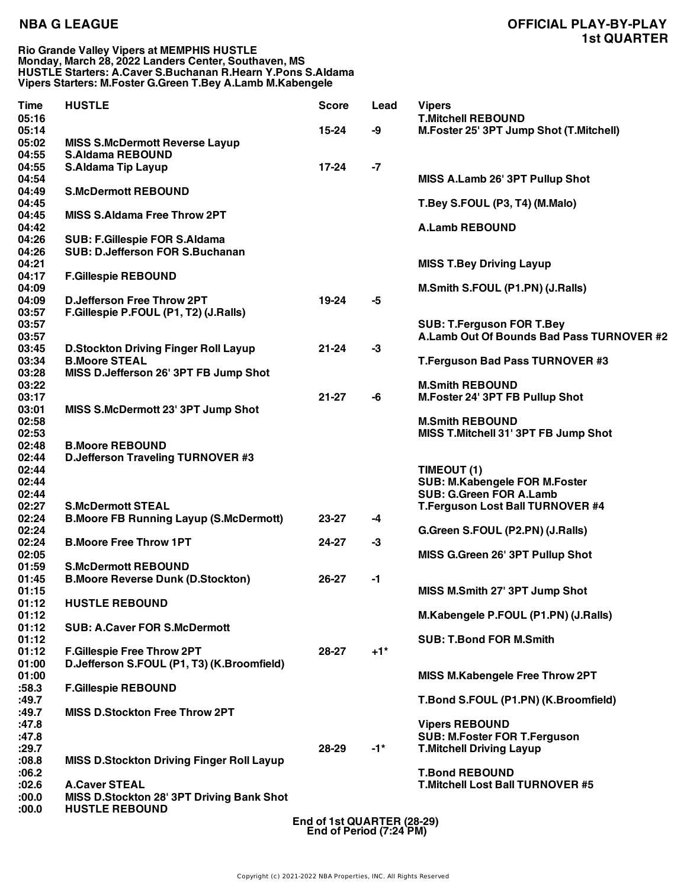**NBA G LEAGUE**

**OFFICIAL PLAY-BY-PLAY**
**1st QUARTER**

**Rio Grande Valley Vipers at MEMPHIS HUSTLE**
**Monday, March 28, 2022 Landers Center, Southaven, MS**
**HUSTLE Starters: A.Caver S.Buchanan R.Hearn Y.Pons S.Aldama**
**Vipers Starters: M.Foster G.Green T.Bey A.Lamb M.Kabengele**

| Time | HUSTLE | Score | Lead | Vipers |
|---|---|---|---|---|
| 05:16 | | | | T.Mitchell REBOUND |
| 05:14 | | 15-24 | -9 | M.Foster 25' 3PT Jump Shot (T.Mitchell) |
| 05:02 | MISS S.McDermott Reverse Layup | | | |
| 04:55 | S.Aldama REBOUND | | | |
| 04:55 | S.Aldama Tip Layup | 17-24 | -7 | |
| 04:54 | | | | MISS A.Lamb 26' 3PT Pullup Shot |
| 04:49 | S.McDermott REBOUND | | | |
| 04:45 | | | | T.Bey S.FOUL (P3, T4) (M.Malo) |
| 04:45 | MISS S.Aldama Free Throw 2PT | | | |
| 04:42 | | | | A.Lamb REBOUND |
| 04:26 | SUB: F.Gillespie FOR S.Aldama | | | |
| 04:26 | SUB: D.Jefferson FOR S.Buchanan | | | |
| 04:21 | | | | MISS T.Bey Driving Layup |
| 04:17 | F.Gillespie REBOUND | | | |
| 04:09 | | | | M.Smith S.FOUL (P1.PN) (J.Ralls) |
| 04:09 | D.Jefferson Free Throw 2PT | 19-24 | -5 | |
| 03:57 | F.Gillespie P.FOUL (P1, T2) (J.Ralls) | | | |
| 03:57 | | | | SUB: T.Ferguson FOR T.Bey |
| 03:57 | | | | A.Lamb Out Of Bounds Bad Pass TURNOVER #2 |
| 03:45 | D.Stockton Driving Finger Roll Layup | 21-24 | -3 | |
| 03:34 | B.Moore STEAL | | | T.Ferguson Bad Pass TURNOVER #3 |
| 03:28 | MISS D.Jefferson 26' 3PT FB Jump Shot | | | |
| 03:22 | | | | M.Smith REBOUND |
| 03:17 | | 21-27 | -6 | M.Foster 24' 3PT FB Pullup Shot |
| 03:01 | MISS S.McDermott 23' 3PT Jump Shot | | | |
| 02:58 | | | | M.Smith REBOUND |
| 02:53 | | | | MISS T.Mitchell 31' 3PT FB Jump Shot |
| 02:48 | B.Moore REBOUND | | | |
| 02:44 | D.Jefferson Traveling TURNOVER #3 | | | |
| 02:44 | | | | TIMEOUT (1) |
| 02:44 | | | | SUB: M.Kabengele FOR M.Foster |
| 02:44 | | | | SUB: G.Green FOR A.Lamb |
| 02:27 | S.McDermott STEAL | | | T.Ferguson Lost Ball TURNOVER #4 |
| 02:24 | B.Moore FB Running Layup (S.McDermott) | 23-27 | -4 | |
| 02:24 | | | | G.Green S.FOUL (P2.PN) (J.Ralls) |
| 02:24 | B.Moore Free Throw 1PT | 24-27 | -3 | |
| 02:05 | | | | MISS G.Green 26' 3PT Pullup Shot |
| 01:59 | S.McDermott REBOUND | | | |
| 01:45 | B.Moore Reverse Dunk (D.Stockton) | 26-27 | -1 | |
| 01:15 | | | | MISS M.Smith 27' 3PT Jump Shot |
| 01:12 | HUSTLE REBOUND | | | |
| 01:12 | | | | M.Kabengele P.FOUL (P1.PN) (J.Ralls) |
| 01:12 | SUB: A.Caver FOR S.McDermott | | | |
| 01:12 | | | | SUB: T.Bond FOR M.Smith |
| 01:12 | F.Gillespie Free Throw 2PT | 28-27 | +1* | |
| 01:00 | D.Jefferson S.FOUL (P1, T3) (K.Broomfield) | | | |
| 01:00 | | | | MISS M.Kabengele Free Throw 2PT |
| :58.3 | F.Gillespie REBOUND | | | |
| :49.7 | | | | T.Bond S.FOUL (P1.PN) (K.Broomfield) |
| :49.7 | MISS D.Stockton Free Throw 2PT | | | |
| :47.8 | | | | Vipers REBOUND |
| :47.8 | | | | SUB: M.Foster FOR T.Ferguson |
| :29.7 | | 28-29 | -1* | T.Mitchell Driving Layup |
| :08.8 | MISS D.Stockton Driving Finger Roll Layup | | | |
| :06.2 | | | | T.Bond REBOUND |
| :02.6 | A.Caver STEAL | | | T.Mitchell Lost Ball TURNOVER #5 |
| :00.0 | MISS D.Stockton 28' 3PT Driving Bank Shot | | | |
| :00.0 | HUSTLE REBOUND | | | |

**End of 1st QUARTER (28-29)**
**End of Period (7:24 PM)**

Copyright (c) 2021-2022 NBA Properties, INC. All Rights Reserved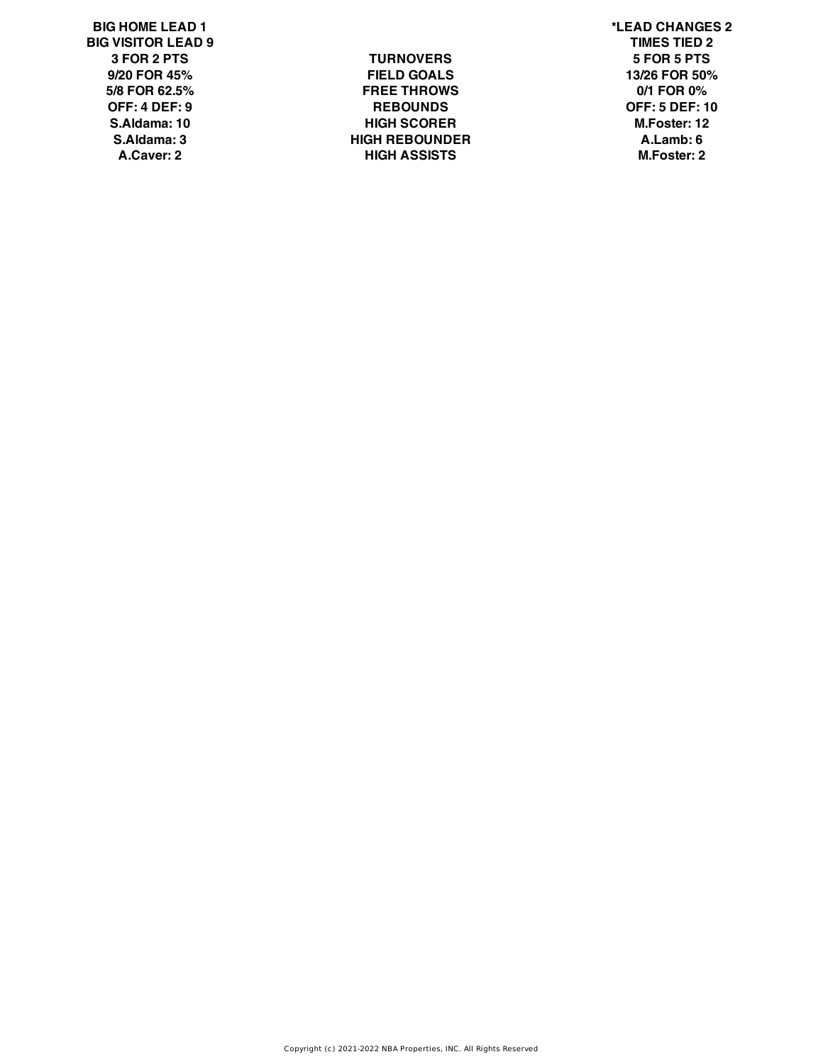| BIG HOME LEAD 1 | | *LEAD CHANGES 2 |
|---|---|---|
| BIG VISITOR LEAD 9 | | TIMES TIED 2 |
| 3 FOR 2 PTS | TURNOVERS | 5 FOR 5 PTS |
| 9/20 FOR 45% | FIELD GOALS | 13/26 FOR 50% |
| 5/8 FOR 62.5% | FREE THROWS | 0/1 FOR 0% |
| OFF: 4 DEF: 9 | REBOUNDS | OFF: 5 DEF: 10 |
| S.Aldama: 10 | HIGH SCORER | M.Foster: 12 |
| S.Aldama: 3 | HIGH REBOUNDER | A.Lamb: 6 |
| A.Caver: 2 | HIGH ASSISTS | M.Foster: 2 |

Copyright (c) 2021-2022 NBA Properties, INC. All Rights Reserved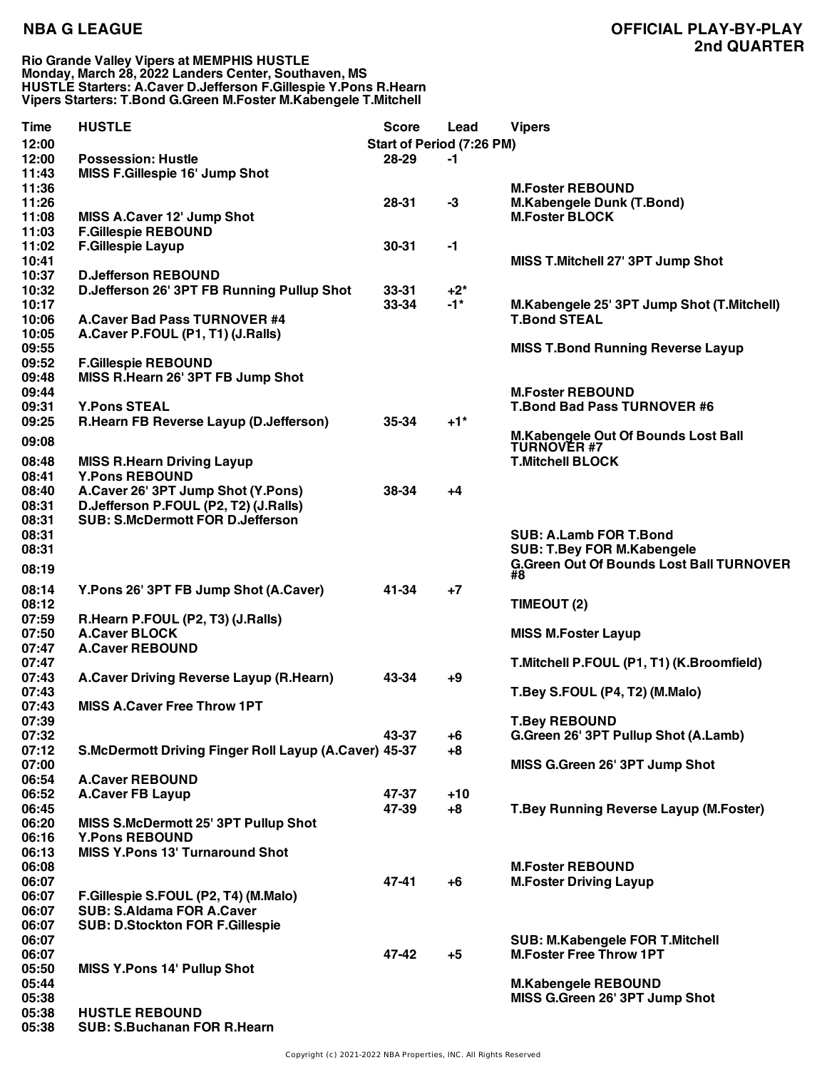**NBA G LEAGUE**

**OFFICIAL PLAY-BY-PLAY**
**2nd QUARTER**

**Rio Grande Valley Vipers at MEMPHIS HUSTLE**
**Monday, March 28, 2022 Landers Center, Southaven, MS**
**HUSTLE Starters: A.Caver D.Jefferson F.Gillespie Y.Pons R.Hearn**
**Vipers Starters: T.Bond G.Green M.Foster M.Kabengele T.Mitchell**

| Time | HUSTLE | Score | Lead | Vipers |
|---|---|---|---|---|
| 12:00 | | Start of Period (7:26 PM) | | |
| 12:00 | Possession: Hustle | 28-29 | -1 | |
| 11:43 | MISS F.Gillespie 16' Jump Shot | | | |
| 11:36 | | | | M.Foster REBOUND |
| 11:26 | | 28-31 | -3 | M.Kabengele Dunk (T.Bond) |
| 11:08 | MISS A.Caver 12' Jump Shot | | | M.Foster BLOCK |
| 11:03 | F.Gillespie REBOUND | | | |
| 11:02 | F.Gillespie Layup | 30-31 | -1 | |
| 10:41 | | | | MISS T.Mitchell 27' 3PT Jump Shot |
| 10:37 | D.Jefferson REBOUND | | | |
| 10:32 | D.Jefferson 26' 3PT FB Running Pullup Shot | 33-31 | +2* | |
| 10:17 | | 33-34 | -1* | M.Kabengele 25' 3PT Jump Shot (T.Mitchell) |
| 10:06 | A.Caver Bad Pass TURNOVER #4 | | | T.Bond STEAL |
| 10:05 | A.Caver P.FOUL (P1, T1) (J.Ralls) | | | |
| 09:55 | | | | MISS T.Bond Running Reverse Layup |
| 09:52 | F.Gillespie REBOUND | | | |
| 09:48 | MISS R.Hearn 26' 3PT FB Jump Shot | | | |
| 09:44 | | | | M.Foster REBOUND |
| 09:31 | Y.Pons STEAL | | | T.Bond Bad Pass TURNOVER #6 |
| 09:25 | R.Hearn FB Reverse Layup (D.Jefferson) | 35-34 | +1* | |
| 09:08 | | | | M.Kabengele Out Of Bounds Lost Ball TURNOVER #7 |
| 08:48 | MISS R.Hearn Driving Layup | | | T.Mitchell BLOCK |
| 08:41 | Y.Pons REBOUND | | | |
| 08:40 | A.Caver 26' 3PT Jump Shot (Y.Pons) | 38-34 | +4 | |
| 08:31 | D.Jefferson P.FOUL (P2, T2) (J.Ralls) | | | |
| 08:31 | SUB: S.McDermott FOR D.Jefferson | | | |
| 08:31 | | | | SUB: A.Lamb FOR T.Bond |
| 08:31 | | | | SUB: T.Bey FOR M.Kabengele |
| 08:19 | | | | G.Green Out Of Bounds Lost Ball TURNOVER #8 |
| 08:14 | Y.Pons 26' 3PT FB Jump Shot (A.Caver) | 41-34 | +7 | |
| 08:12 | | | | TIMEOUT (2) |
| 07:59 | R.Hearn P.FOUL (P2, T3) (J.Ralls) | | | |
| 07:50 | A.Caver BLOCK | | | MISS M.Foster Layup |
| 07:47 | A.Caver REBOUND | | | |
| 07:47 | | | | T.Mitchell P.FOUL (P1, T1) (K.Broomfield) |
| 07:43 | A.Caver Driving Reverse Layup (R.Hearn) | 43-34 | +9 | |
| 07:43 | | | | T.Bey S.FOUL (P4, T2) (M.Malo) |
| 07:43 | MISS A.Caver Free Throw 1PT | | | |
| 07:39 | | | | T.Bey REBOUND |
| 07:32 | | 43-37 | +6 | G.Green 26' 3PT Pullup Shot (A.Lamb) |
| 07:12 | S.McDermott Driving Finger Roll Layup (A.Caver) | 45-37 | +8 | |
| 07:00 | | | | MISS G.Green 26' 3PT Jump Shot |
| 06:54 | A.Caver REBOUND | | | |
| 06:52 | A.Caver FB Layup | 47-37 | +10 | |
| 06:45 | | 47-39 | +8 | T.Bey Running Reverse Layup (M.Foster) |
| 06:20 | MISS S.McDermott 25' 3PT Pullup Shot | | | |
| 06:16 | Y.Pons REBOUND | | | |
| 06:13 | MISS Y.Pons 13' Turnaround Shot | | | |
| 06:08 | | | | M.Foster REBOUND |
| 06:07 | | 47-41 | +6 | M.Foster Driving Layup |
| 06:07 | F.Gillespie S.FOUL (P2, T4) (M.Malo) | | | |
| 06:07 | SUB: S.Aldama FOR A.Caver | | | |
| 06:07 | SUB: D.Stockton FOR F.Gillespie | | | |
| 06:07 | | | | SUB: M.Kabengele FOR T.Mitchell |
| 06:07 | | 47-42 | +5 | M.Foster Free Throw 1PT |
| 05:50 | MISS Y.Pons 14' Pullup Shot | | | |
| 05:44 | | | | M.Kabengele REBOUND |
| 05:38 | | | | MISS G.Green 26' 3PT Jump Shot |
| 05:38 | HUSTLE REBOUND | | | |
| 05:38 | SUB: S.Buchanan FOR R.Hearn | | | |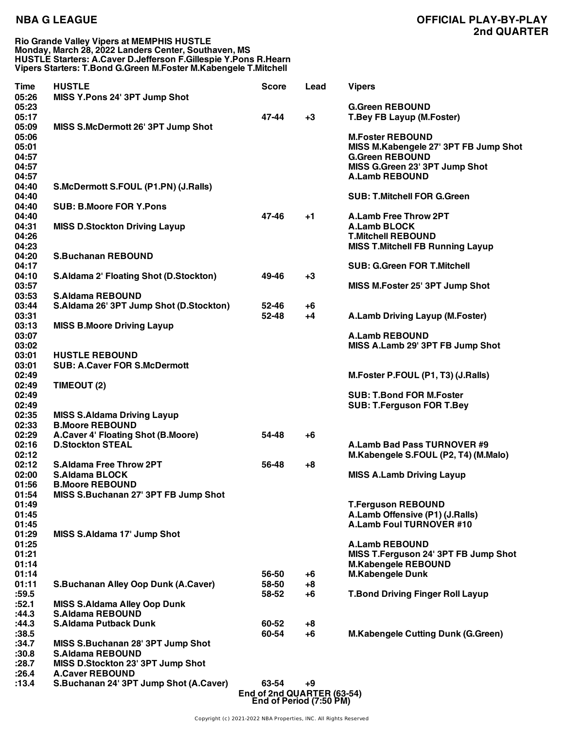**NBA G LEAGUE**

**OFFICIAL PLAY-BY-PLAY**
**2nd QUARTER**

**Rio Grande Valley Vipers at MEMPHIS HUSTLE**
**Monday, March 28, 2022 Landers Center, Southaven, MS**
**HUSTLE Starters: A.Caver D.Jefferson F.Gillespie Y.Pons R.Hearn**
**Vipers Starters: T.Bond G.Green M.Foster M.Kabengele T.Mitchell**

| Time | HUSTLE | Score | Lead | Vipers |
|---|---|---|---|---|
| 05:26 | MISS Y.Pons 24' 3PT Jump Shot | | | |
| 05:23 | | | | G.Green REBOUND |
| 05:17 | | 47-44 | +3 | T.Bey FB Layup (M.Foster) |
| 05:09 | MISS S.McDermott 26' 3PT Jump Shot | | | |
| 05:06 | | | | M.Foster REBOUND |
| 05:01 | | | | MISS M.Kabengele 27' 3PT FB Jump Shot |
| 04:57 | | | | G.Green REBOUND |
| 04:57 | | | | MISS G.Green 23' 3PT Jump Shot |
| 04:57 | | | | A.Lamb REBOUND |
| 04:40 | S.McDermott S.FOUL (P1.PN) (J.Ralls) | | | |
| 04:40 | | | | SUB: T.Mitchell FOR G.Green |
| 04:40 | SUB: B.Moore FOR Y.Pons | | | |
| 04:40 | | 47-46 | +1 | A.Lamb Free Throw 2PT |
| 04:31 | MISS D.Stockton Driving Layup | | | A.Lamb BLOCK |
| 04:26 | | | | T.Mitchell REBOUND |
| 04:23 | | | | MISS T.Mitchell FB Running Layup |
| 04:20 | S.Buchanan REBOUND | | | |
| 04:17 | | | | SUB: G.Green FOR T.Mitchell |
| 04:10 | S.Aldama 2' Floating Shot (D.Stockton) | 49-46 | +3 | |
| 03:57 | | | | MISS M.Foster 25' 3PT Jump Shot |
| 03:53 | S.Aldama REBOUND | | | |
| 03:44 | S.Aldama 26' 3PT Jump Shot (D.Stockton) | 52-46 | +6 | |
| 03:31 | | 52-48 | +4 | A.Lamb Driving Layup (M.Foster) |
| 03:13 | MISS B.Moore Driving Layup | | | |
| 03:07 | | | | A.Lamb REBOUND |
| 03:02 | | | | MISS A.Lamb 29' 3PT FB Jump Shot |
| 03:01 | HUSTLE REBOUND | | | |
| 03:01 | SUB: A.Caver FOR S.McDermott | | | |
| 02:49 | | | | M.Foster P.FOUL (P1, T3) (J.Ralls) |
| 02:49 | TIMEOUT (2) | | | |
| 02:49 | | | | SUB: T.Bond FOR M.Foster |
| 02:49 | | | | SUB: T.Ferguson FOR T.Bey |
| 02:35 | MISS S.Aldama Driving Layup | | | |
| 02:33 | B.Moore REBOUND | | | |
| 02:29 | A.Caver 4' Floating Shot (B.Moore) | 54-48 | +6 | |
| 02:16 | D.Stockton STEAL | | | A.Lamb Bad Pass TURNOVER #9 |
| 02:12 | | | | M.Kabengele S.FOUL (P2, T4) (M.Malo) |
| 02:12 | S.Aldama Free Throw 2PT | 56-48 | +8 | |
| 02:00 | S.Aldama BLOCK | | | MISS A.Lamb Driving Layup |
| 01:56 | B.Moore REBOUND | | | |
| 01:54 | MISS S.Buchanan 27' 3PT FB Jump Shot | | | |
| 01:49 | | | | T.Ferguson REBOUND |
| 01:45 | | | | A.Lamb Offensive (P1) (J.Ralls) |
| 01:45 | | | | A.Lamb Foul TURNOVER #10 |
| 01:29 | MISS S.Aldama 17' Jump Shot | | | |
| 01:25 | | | | A.Lamb REBOUND |
| 01:21 | | | | MISS T.Ferguson 24' 3PT FB Jump Shot |
| 01:14 | | | | M.Kabengele REBOUND |
| 01:14 | | 56-50 | +6 | M.Kabengele Dunk |
| 01:11 | S.Buchanan Alley Oop Dunk (A.Caver) | 58-50 | +8 | |
| :59.5 | | 58-52 | +6 | T.Bond Driving Finger Roll Layup |
| :52.1 | MISS S.Aldama Alley Oop Dunk | | | |
| :44.3 | S.Aldama REBOUND | | | |
| :44.3 | S.Aldama Putback Dunk | 60-52 | +8 | |
| :38.5 | | 60-54 | +6 | M.Kabengele Cutting Dunk (G.Green) |
| :34.7 | MISS S.Buchanan 28' 3PT Jump Shot | | | |
| :30.8 | S.Aldama REBOUND | | | |
| :28.7 | MISS D.Stockton 23' 3PT Jump Shot | | | |
| :26.4 | A.Caver REBOUND | | | |
| :13.4 | S.Buchanan 24' 3PT Jump Shot (A.Caver) | 63-54 | +9 | |

**End of 2nd QUARTER (63-54)**
**End of Period (7:50 PM)**

Copyright (c) 2021-2022 NBA Properties, INC. All Rights Reserved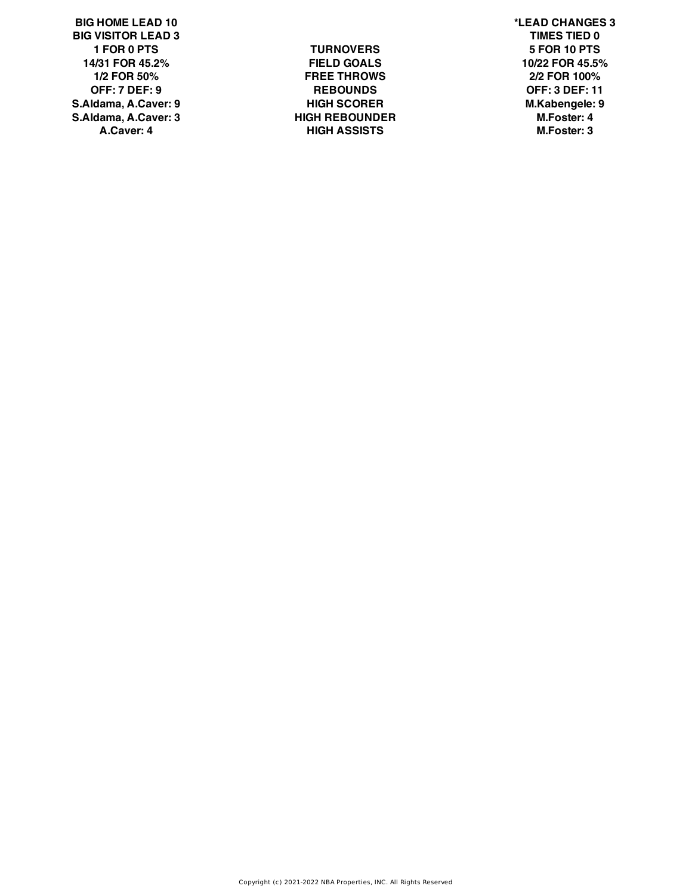| BIG HOME LEAD 10 | | *LEAD CHANGES 3 |
| --- | --- | --- |
| BIG VISITOR LEAD 3 | | TIMES TIED 0 |
| 1 FOR 0 PTS | TURNOVERS | 5 FOR 10 PTS |
| 14/31 FOR 45.2% | FIELD GOALS | 10/22 FOR 45.5% |
| 1/2 FOR 50% | FREE THROWS | 2/2 FOR 100% |
| OFF: 7 DEF: 9 | REBOUNDS | OFF: 3 DEF: 11 |
| S.Aldama, A.Caver: 9 | HIGH SCORER | M.Kabengele: 9 |
| S.Aldama, A.Caver: 3 | HIGH REBOUNDER | M.Foster: 4 |
| A.Caver: 4 | HIGH ASSISTS | M.Foster: 3 |

Copyright (c) 2021-2022 NBA Properties, INC. All Rights Reserved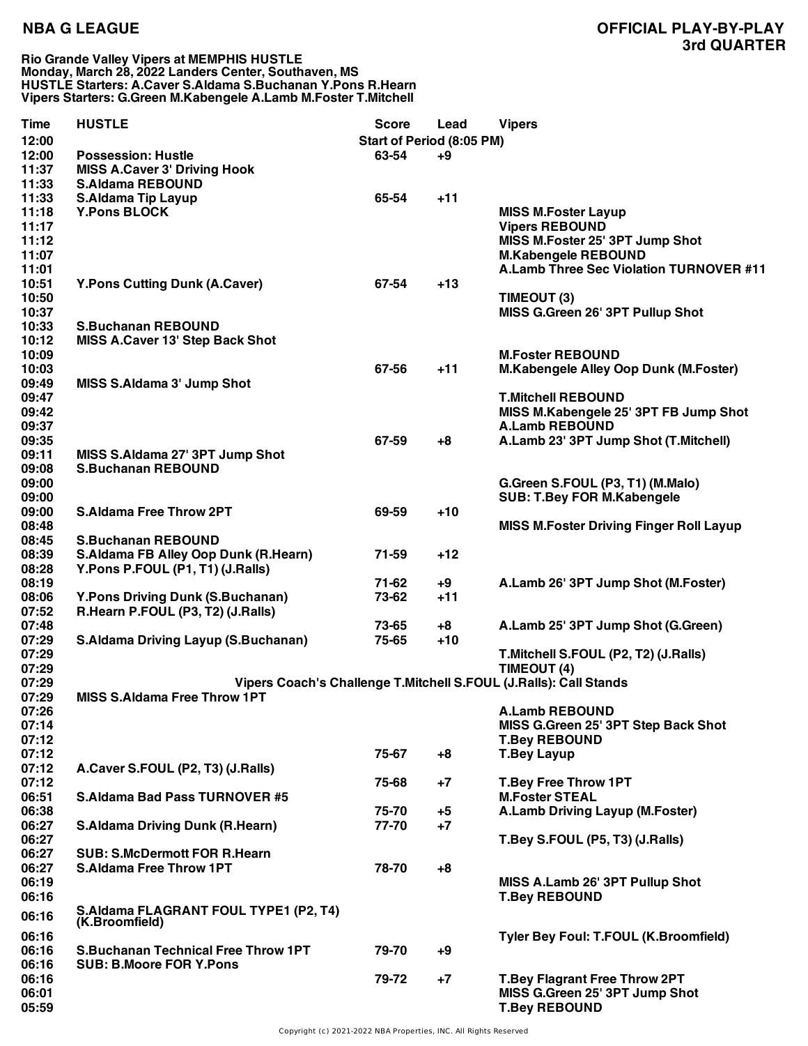**NBA G LEAGUE**

**OFFICIAL PLAY-BY-PLAY**
**3rd QUARTER**

**Rio Grande Valley Vipers at MEMPHIS HUSTLE**
**Monday, March 28, 2022 Landers Center, Southaven, MS**
**HUSTLE Starters: A.Caver S.Aldama S.Buchanan Y.Pons R.Hearn**
**Vipers Starters: G.Green M.Kabengele A.Lamb M.Foster T.Mitchell**

| Time | HUSTLE | Score | Lead | Vipers |
|---|---|---|---|---|
| 12:00 | | Start of Period (8:05 PM) | | |
| 12:00 | Possession: Hustle | 63-54 | +9 | |
| 11:37 | MISS A.Caver 3' Driving Hook | | | |
| 11:33 | S.Aldama REBOUND | | | |
| 11:33 | S.Aldama Tip Layup | 65-54 | +11 | |
| 11:18 | Y.Pons BLOCK | | | MISS M.Foster Layup |
| 11:17 | | | | Vipers REBOUND |
| 11:12 | | | | MISS M.Foster 25' 3PT Jump Shot |
| 11:07 | | | | M.Kabengele REBOUND |
| 11:01 | | | | A.Lamb Three Sec Violation TURNOVER #11 |
| 10:51 | Y.Pons Cutting Dunk (A.Caver) | 67-54 | +13 | |
| 10:50 | | | | TIMEOUT (3) |
| 10:37 | | | | MISS G.Green 26' 3PT Pullup Shot |
| 10:33 | S.Buchanan REBOUND | | | |
| 10:12 | MISS A.Caver 13' Step Back Shot | | | |
| 10:09 | | | | M.Foster REBOUND |
| 10:03 | | 67-56 | +11 | M.Kabengele Alley Oop Dunk (M.Foster) |
| 09:49 | MISS S.Aldama 3' Jump Shot | | | |
| 09:47 | | | | T.Mitchell REBOUND |
| 09:42 | | | | MISS M.Kabengele 25' 3PT FB Jump Shot |
| 09:37 | | | | A.Lamb REBOUND |
| 09:35 | | 67-59 | +8 | A.Lamb 23' 3PT Jump Shot (T.Mitchell) |
| 09:11 | MISS S.Aldama 27' 3PT Jump Shot | | | |
| 09:08 | S.Buchanan REBOUND | | | |
| 09:00 | | | | G.Green S.FOUL (P3, T1) (M.Malo) |
| 09:00 | | | | SUB: T.Bey FOR M.Kabengele |
| 09:00 | S.Aldama Free Throw 2PT | 69-59 | +10 | |
| 08:48 | | | | MISS M.Foster Driving Finger Roll Layup |
| 08:45 | S.Buchanan REBOUND | | | |
| 08:39 | S.Aldama FB Alley Oop Dunk (R.Hearn) | 71-59 | +12 | |
| 08:28 | Y.Pons P.FOUL (P1, T1) (J.Ralls) | | | |
| 08:19 | | 71-62 | +9 | A.Lamb 26' 3PT Jump Shot (M.Foster) |
| 08:06 | Y.Pons Driving Dunk (S.Buchanan) | 73-62 | +11 | |
| 07:52 | R.Hearn P.FOUL (P3, T2) (J.Ralls) | | | |
| 07:48 | | 73-65 | +8 | A.Lamb 25' 3PT Jump Shot (G.Green) |
| 07:29 | S.Aldama Driving Layup (S.Buchanan) | 75-65 | +10 | |
| 07:29 | | | | T.Mitchell S.FOUL (P2, T2) (J.Ralls) |
| 07:29 | | | | TIMEOUT (4) |
| 07:29 | Vipers Coach's Challenge T.Mitchell S.FOUL (J.Ralls): Call Stands | | | |
| 07:29 | MISS S.Aldama Free Throw 1PT | | | |
| 07:26 | | | | A.Lamb REBOUND |
| 07:14 | | | | MISS G.Green 25' 3PT Step Back Shot |
| 07:12 | | | | T.Bey REBOUND |
| 07:12 | | 75-67 | +8 | T.Bey Layup |
| 07:12 | A.Caver S.FOUL (P2, T3) (J.Ralls) | | | |
| 07:12 | | 75-68 | +7 | T.Bey Free Throw 1PT |
| 06:51 | S.Aldama Bad Pass TURNOVER #5 | | | M.Foster STEAL |
| 06:38 | | 75-70 | +5 | A.Lamb Driving Layup (M.Foster) |
| 06:27 | S.Aldama Driving Dunk (R.Hearn) | 77-70 | +7 | |
| 06:27 | | | | T.Bey S.FOUL (P5, T3) (J.Ralls) |
| 06:27 | SUB: S.McDermott FOR R.Hearn | | | |
| 06:27 | S.Aldama Free Throw 1PT | 78-70 | +8 | |
| 06:19 | | | | MISS A.Lamb 26' 3PT Pullup Shot |
| 06:16 | | | | T.Bey REBOUND |
| 06:16 | S.Aldama FLAGRANT FOUL TYPE1 (P2, T4) (K.Broomfield) | | | |
| 06:16 | | | | Tyler Bey Foul: T.FOUL (K.Broomfield) |
| 06:16 | S.Buchanan Technical Free Throw 1PT | 79-70 | +9 | |
| 06:16 | SUB: B.Moore FOR Y.Pons | | | |
| 06:16 | | 79-72 | +7 | T.Bey Flagrant Free Throw 2PT |
| 06:01 | | | | MISS G.Green 25' 3PT Jump Shot |
| 05:59 | | | | T.Bey REBOUND |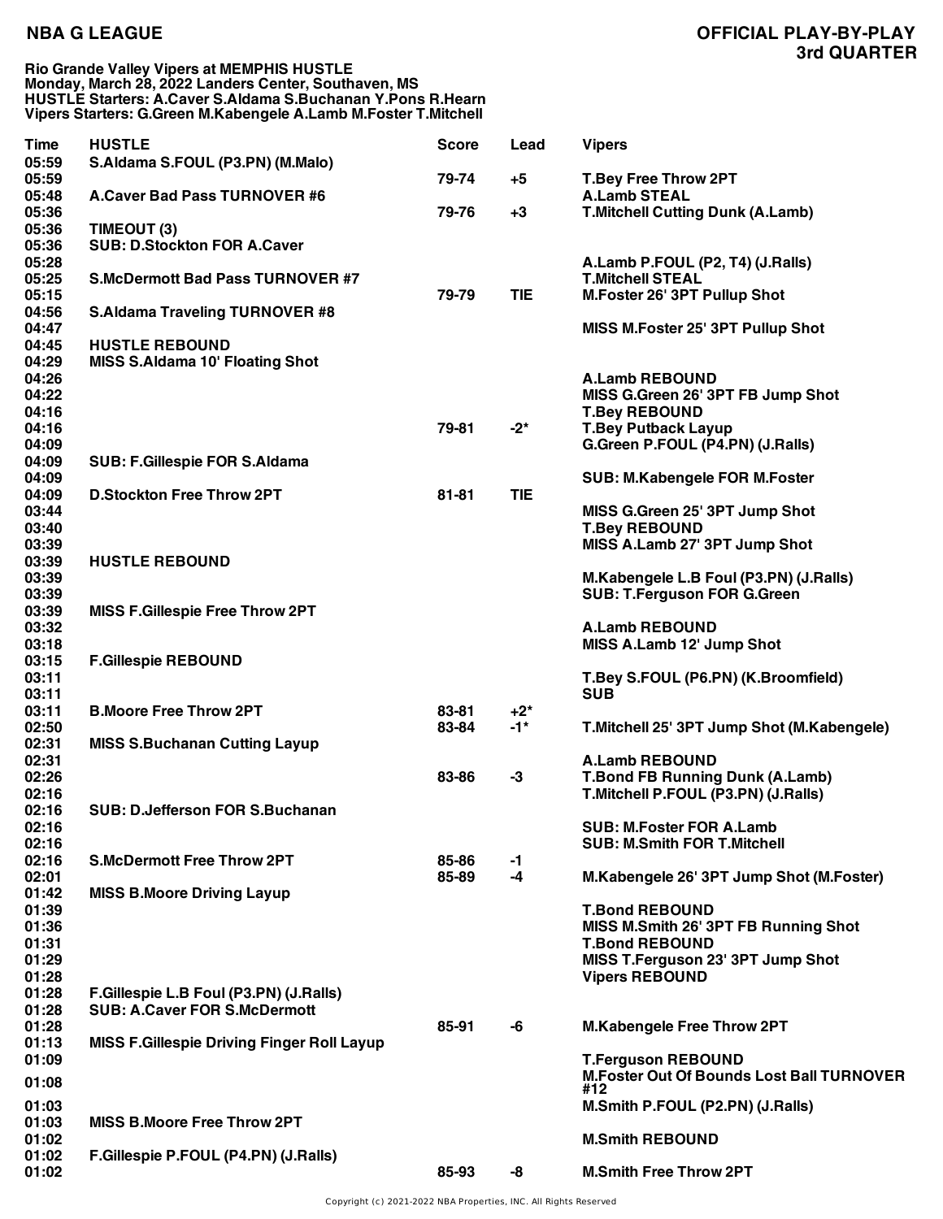**NBA G LEAGUE**

**OFFICIAL PLAY-BY-PLAY**
**3rd QUARTER**

**Rio Grande Valley Vipers at MEMPHIS HUSTLE**
**Monday, March 28, 2022 Landers Center, Southaven, MS**
**HUSTLE Starters: A.Caver S.Aldama S.Buchanan Y.Pons R.Hearn**
**Vipers Starters: G.Green M.Kabengele A.Lamb M.Foster T.Mitchell**

| Time | HUSTLE | Score | Lead | Vipers |
|---|---|---|---|---|
| 05:59 | S.Aldama S.FOUL (P3.PN) (M.Malo) | | | |
| 05:59 | | 79-74 | +5 | T.Bey Free Throw 2PT |
| 05:48 | A.Caver Bad Pass TURNOVER #6 | | | A.Lamb STEAL |
| 05:36 | | 79-76 | +3 | T.Mitchell Cutting Dunk (A.Lamb) |
| 05:36 | TIMEOUT (3) | | | |
| 05:36 | SUB: D.Stockton FOR A.Caver | | | |
| 05:28 | | | | A.Lamb P.FOUL (P2, T4) (J.Ralls) |
| 05:25 | S.McDermott Bad Pass TURNOVER #7 | | | T.Mitchell STEAL |
| 05:15 | | 79-79 | TIE | M.Foster 26' 3PT Pullup Shot |
| 04:56 | S.Aldama Traveling TURNOVER #8 | | | |
| 04:47 | | | | MISS M.Foster 25' 3PT Pullup Shot |
| 04:45 | HUSTLE REBOUND | | | |
| 04:29 | MISS S.Aldama 10' Floating Shot | | | |
| 04:26 | | | | A.Lamb REBOUND |
| 04:22 | | | | MISS G.Green 26' 3PT FB Jump Shot |
| 04:16 | | | | T.Bey REBOUND |
| 04:16 | | 79-81 | -2* | T.Bey Putback Layup |
| 04:09 | | | | G.Green P.FOUL (P4.PN) (J.Ralls) |
| 04:09 | SUB: F.Gillespie FOR S.Aldama | | | |
| 04:09 | | | | SUB: M.Kabengele FOR M.Foster |
| 04:09 | D.Stockton Free Throw 2PT | 81-81 | TIE | |
| 03:44 | | | | MISS G.Green 25' 3PT Jump Shot |
| 03:40 | | | | T.Bey REBOUND |
| 03:39 | | | | MISS A.Lamb 27' 3PT Jump Shot |
| 03:39 | HUSTLE REBOUND | | | |
| 03:39 | | | | M.Kabengele L.B Foul (P3.PN) (J.Ralls) |
| 03:39 | | | | SUB: T.Ferguson FOR G.Green |
| 03:39 | MISS F.Gillespie Free Throw 2PT | | | |
| 03:32 | | | | A.Lamb REBOUND |
| 03:18 | | | | MISS A.Lamb 12' Jump Shot |
| 03:15 | F.Gillespie REBOUND | | | |
| 03:11 | | | | T.Bey S.FOUL (P6.PN) (K.Broomfield) |
| 03:11 | | | | SUB |
| 03:11 | B.Moore Free Throw 2PT | 83-81 | +2* | |
| 02:50 | | 83-84 | -1* | T.Mitchell 25' 3PT Jump Shot (M.Kabengele) |
| 02:31 | MISS S.Buchanan Cutting Layup | | | |
| 02:31 | | | | A.Lamb REBOUND |
| 02:26 | | 83-86 | -3 | T.Bond FB Running Dunk (A.Lamb) |
| 02:16 | | | | T.Mitchell P.FOUL (P3.PN) (J.Ralls) |
| 02:16 | SUB: D.Jefferson FOR S.Buchanan | | | |
| 02:16 | | | | SUB: M.Foster FOR A.Lamb |
| 02:16 | | | | SUB: M.Smith FOR T.Mitchell |
| 02:16 | S.McDermott Free Throw 2PT | 85-86 | -1 | |
| 02:01 | | 85-89 | -4 | M.Kabengele 26' 3PT Jump Shot (M.Foster) |
| 01:42 | MISS B.Moore Driving Layup | | | |
| 01:39 | | | | T.Bond REBOUND |
| 01:36 | | | | MISS M.Smith 26' 3PT FB Running Shot |
| 01:31 | | | | T.Bond REBOUND |
| 01:29 | | | | MISS T.Ferguson 23' 3PT Jump Shot |
| 01:28 | | | | Vipers REBOUND |
| 01:28 | F.Gillespie L.B Foul (P3.PN) (J.Ralls) | | | |
| 01:28 | SUB: A.Caver FOR S.McDermott | | | |
| 01:28 | | 85-91 | -6 | M.Kabengele Free Throw 2PT |
| 01:13 | MISS F.Gillespie Driving Finger Roll Layup | | | |
| 01:09 | | | | T.Ferguson REBOUND |
| 01:08 | | | | M.Foster Out Of Bounds Lost Ball TURNOVER #12 |
| 01:03 | | | | M.Smith P.FOUL (P2.PN) (J.Ralls) |
| 01:03 | MISS B.Moore Free Throw 2PT | | | |
| 01:02 | | | | M.Smith REBOUND |
| 01:02 | F.Gillespie P.FOUL (P4.PN) (J.Ralls) | | | |
| 01:02 | | 85-93 | -8 | M.Smith Free Throw 2PT |

Copyright (c) 2021-2022 NBA Properties, INC. All Rights Reserved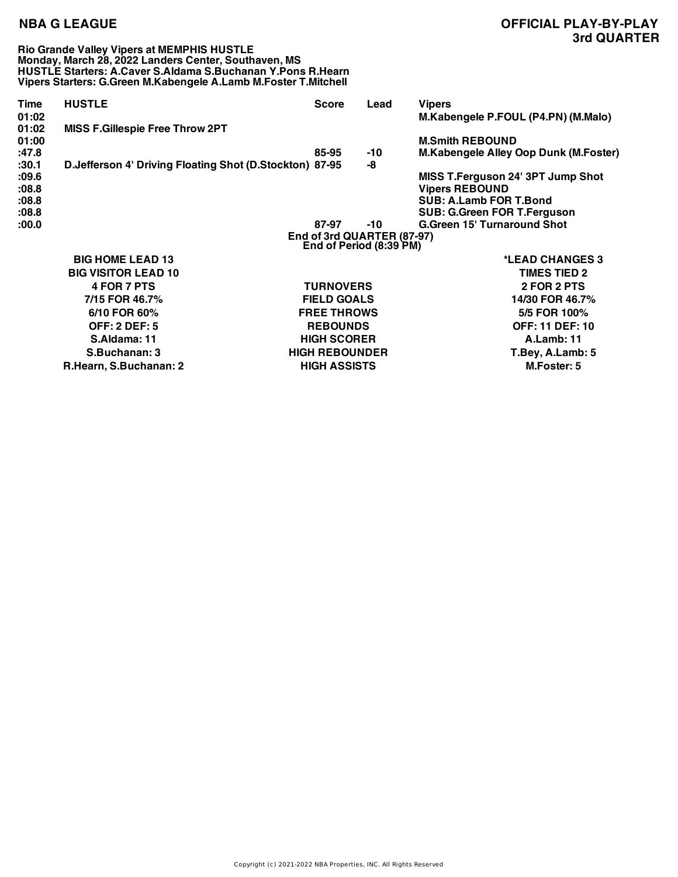**NBA G LEAGUE**

**OFFICIAL PLAY-BY-PLAY**
**3rd QUARTER**

**Rio Grande Valley Vipers at MEMPHIS HUSTLE**
**Monday, March 28, 2022 Landers Center, Southaven, MS**
**HUSTLE Starters: A.Caver S.Aldama S.Buchanan Y.Pons R.Hearn**
**Vipers Starters: G.Green M.Kabengele A.Lamb M.Foster T.Mitchell**

| Time | HUSTLE | Score | Lead | Vipers |
|---|---|---|---|---|
| 01:02 | | | | M.Kabengele P.FOUL (P4.PN) (M.Malo) |
| 01:02 | MISS F.Gillespie Free Throw 2PT | | | |
| 01:00 | | | | M.Smith REBOUND |
| :47.8 | | 85-95 | -10 | M.Kabengele Alley Oop Dunk (M.Foster) |
| :30.1 | D.Jefferson 4' Driving Floating Shot (D.Stockton) | 87-95 | -8 | |
| :09.6 | | | | MISS T.Ferguson 24' 3PT Jump Shot |
| :08.8 | | | | Vipers REBOUND |
| :08.8 | | | | SUB: A.Lamb FOR T.Bond |
| :08.8 | | | | SUB: G.Green FOR T.Ferguson |
| :00.0 | | 87-97 | -10 | G.Green 15' Turnaround Shot |

**End of 3rd QUARTER (87-97)**
**End of Period (8:39 PM)**

| HUSTLE | | Vipers |
|---|---|---|
| BIG HOME LEAD 13 | | *LEAD CHANGES 3 |
| BIG VISITOR LEAD 10 | | TIMES TIED 2 |
| 4 FOR 7 PTS | TURNOVERS | 2 FOR 2 PTS |
| 7/15 FOR 46.7% | FIELD GOALS | 14/30 FOR 46.7% |
| 6/10 FOR 60% | FREE THROWS | 5/5 FOR 100% |
| OFF: 2 DEF: 5 | REBOUNDS | OFF: 11 DEF: 10 |
| S.Aldama: 11 | HIGH SCORER | A.Lamb: 11 |
| S.Buchanan: 3 | HIGH REBOUNDER | T.Bey, A.Lamb: 5 |
| R.Hearn, S.Buchanan: 2 | HIGH ASSISTS | M.Foster: 5 |

Copyright (c) 2021-2022 NBA Properties, INC. All Rights Reserved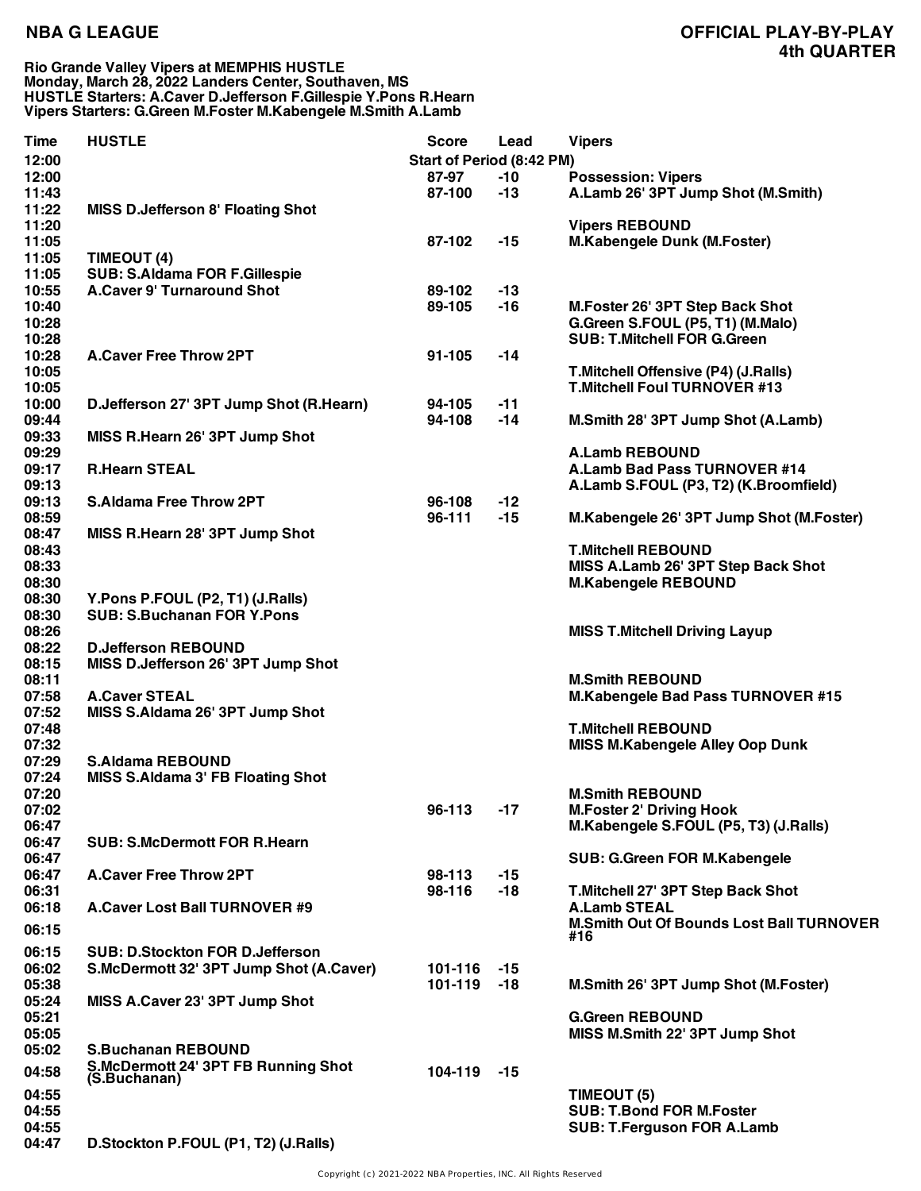**NBA G LEAGUE**

**OFFICIAL PLAY-BY-PLAY**
**4th QUARTER**

**Rio Grande Valley Vipers at MEMPHIS HUSTLE**
**Monday, March 28, 2022 Landers Center, Southaven, MS**
**HUSTLE Starters: A.Caver D.Jefferson F.Gillespie Y.Pons R.Hearn**
**Vipers Starters: G.Green M.Foster M.Kabengele M.Smith A.Lamb**

| Time | HUSTLE | Score | Lead | Vipers |
|---|---|---|---|---|
| 12:00 | | Start of Period (8:42 PM) | | |
| 12:00 | | 87-97 | -10 | Possession: Vipers |
| 11:43 | | 87-100 | -13 | A.Lamb 26' 3PT Jump Shot (M.Smith) |
| 11:22 | MISS D.Jefferson 8' Floating Shot | | | |
| 11:20 | | | | Vipers REBOUND |
| 11:05 | | 87-102 | -15 | M.Kabengele Dunk (M.Foster) |
| 11:05 | TIMEOUT (4) | | | |
| 11:05 | SUB: S.Aldama FOR F.Gillespie | | | |
| 10:55 | A.Caver 9' Turnaround Shot | 89-102 | -13 | |
| 10:40 | | 89-105 | -16 | M.Foster 26' 3PT Step Back Shot |
| 10:28 | | | | G.Green S.FOUL (P5, T1) (M.Malo) |
| 10:28 | | | | SUB: T.Mitchell FOR G.Green |
| 10:28 | A.Caver Free Throw 2PT | 91-105 | -14 | |
| 10:05 | | | | T.Mitchell Offensive (P4) (J.Ralls) |
| 10:05 | | | | T.Mitchell Foul TURNOVER #13 |
| 10:00 | D.Jefferson 27' 3PT Jump Shot (R.Hearn) | 94-105 | -11 | |
| 09:44 | | 94-108 | -14 | M.Smith 28' 3PT Jump Shot (A.Lamb) |
| 09:33 | MISS R.Hearn 26' 3PT Jump Shot | | | |
| 09:29 | | | | A.Lamb REBOUND |
| 09:17 | R.Hearn STEAL | | | A.Lamb Bad Pass TURNOVER #14 |
| 09:13 | | | | A.Lamb S.FOUL (P3, T2) (K.Broomfield) |
| 09:13 | S.Aldama Free Throw 2PT | 96-108 | -12 | |
| 08:59 | | 96-111 | -15 | M.Kabengele 26' 3PT Jump Shot (M.Foster) |
| 08:47 | MISS R.Hearn 28' 3PT Jump Shot | | | |
| 08:43 | | | | T.Mitchell REBOUND |
| 08:33 | | | | MISS A.Lamb 26' 3PT Step Back Shot |
| 08:30 | | | | M.Kabengele REBOUND |
| 08:30 | Y.Pons P.FOUL (P2, T1) (J.Ralls) | | | |
| 08:30 | SUB: S.Buchanan FOR Y.Pons | | | |
| 08:26 | | | | MISS T.Mitchell Driving Layup |
| 08:22 | D.Jefferson REBOUND | | | |
| 08:15 | MISS D.Jefferson 26' 3PT Jump Shot | | | |
| 08:11 | | | | M.Smith REBOUND |
| 07:58 | A.Caver STEAL | | | M.Kabengele Bad Pass TURNOVER #15 |
| 07:52 | MISS S.Aldama 26' 3PT Jump Shot | | | |
| 07:48 | | | | T.Mitchell REBOUND |
| 07:32 | | | | MISS M.Kabengele Alley Oop Dunk |
| 07:29 | S.Aldama REBOUND | | | |
| 07:24 | MISS S.Aldama 3' FB Floating Shot | | | |
| 07:20 | | | | M.Smith REBOUND |
| 07:02 | | 96-113 | -17 | M.Foster 2' Driving Hook |
| 06:47 | | | | M.Kabengele S.FOUL (P5, T3) (J.Ralls) |
| 06:47 | SUB: S.McDermott FOR R.Hearn | | | |
| 06:47 | | | | SUB: G.Green FOR M.Kabengele |
| 06:47 | A.Caver Free Throw 2PT | 98-113 | -15 | |
| 06:31 | | 98-116 | -18 | T.Mitchell 27' 3PT Step Back Shot |
| 06:18 | A.Caver Lost Ball TURNOVER #9 | | | A.Lamb STEAL |
| 06:15 | | | | M.Smith Out Of Bounds Lost Ball TURNOVER #16 |
| 06:15 | SUB: D.Stockton FOR D.Jefferson | | | |
| 06:02 | S.McDermott 32' 3PT Jump Shot (A.Caver) | 101-116 | -15 | |
| 05:38 | | 101-119 | -18 | M.Smith 26' 3PT Jump Shot (M.Foster) |
| 05:24 | MISS A.Caver 23' 3PT Jump Shot | | | |
| 05:21 | | | | G.Green REBOUND |
| 05:05 | | | | MISS M.Smith 22' 3PT Jump Shot |
| 05:02 | S.Buchanan REBOUND | | | |
| 04:58 | S.McDermott 24' 3PT FB Running Shot (S.Buchanan) | 104-119 | -15 | |
| 04:55 | | | | TIMEOUT (5) |
| 04:55 | | | | SUB: T.Bond FOR M.Foster |
| 04:55 | | | | SUB: T.Ferguson FOR A.Lamb |
| 04:47 | D.Stockton P.FOUL (P1, T2) (J.Ralls) | | | |

Copyright (c) 2021-2022 NBA Properties, INC. All Rights Reserved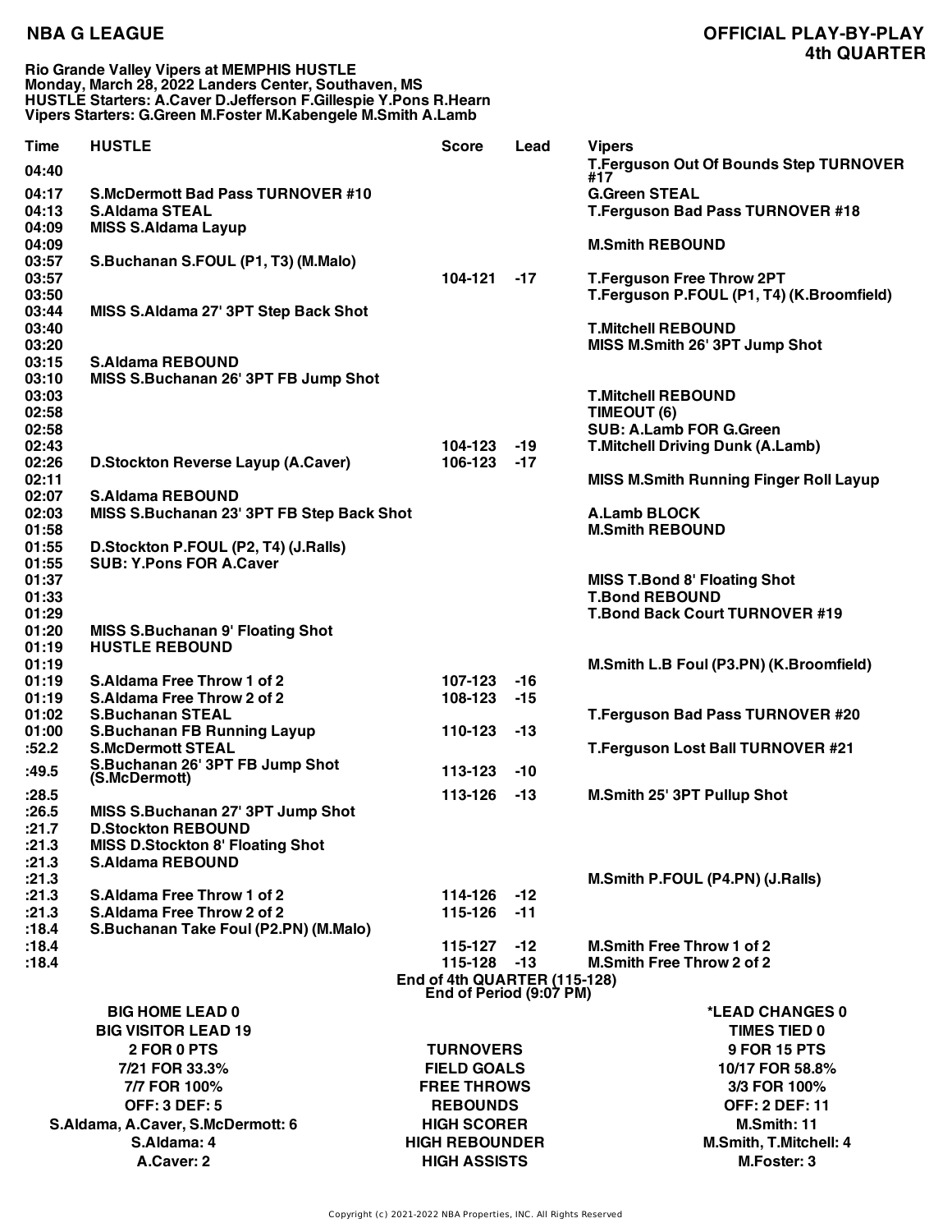**NBA G LEAGUE**

**OFFICIAL PLAY-BY-PLAY**
**4th QUARTER**

**Rio Grande Valley Vipers at MEMPHIS HUSTLE**
**Monday, March 28, 2022 Landers Center, Southaven, MS**
**HUSTLE Starters: A.Caver D.Jefferson F.Gillespie Y.Pons R.Hearn**
**Vipers Starters: G.Green M.Foster M.Kabengele M.Smith A.Lamb**

| Time | HUSTLE | Score | Lead | Vipers |
|---|---|---|---|---|
| 04:40 | | | | T.Ferguson Out Of Bounds Step TURNOVER #17 |
| 04:17 | S.McDermott Bad Pass TURNOVER #10 | | | G.Green STEAL |
| 04:13 | S.Aldama STEAL | | | T.Ferguson Bad Pass TURNOVER #18 |
| 04:09 | MISS S.Aldama Layup | | | |
| 04:09 | | | | M.Smith REBOUND |
| 03:57 | S.Buchanan S.FOUL (P1, T3) (M.Malo) | | | |
| 03:57 | | 104-121 | -17 | T.Ferguson Free Throw 2PT |
| 03:50 | | | | T.Ferguson P.FOUL (P1, T4) (K.Broomfield) |
| 03:44 | MISS S.Aldama 27' 3PT Step Back Shot | | | |
| 03:40 | | | | T.Mitchell REBOUND |
| 03:20 | | | | MISS M.Smith 26' 3PT Jump Shot |
| 03:15 | S.Aldama REBOUND | | | |
| 03:10 | MISS S.Buchanan 26' 3PT FB Jump Shot | | | |
| 03:03 | | | | T.Mitchell REBOUND |
| 02:58 | | | | TIMEOUT (6) |
| 02:58 | | | | SUB: A.Lamb FOR G.Green |
| 02:43 | | 104-123 | -19 | T.Mitchell Driving Dunk (A.Lamb) |
| 02:26 | D.Stockton Reverse Layup (A.Caver) | 106-123 | -17 | |
| 02:11 | | | | MISS M.Smith Running Finger Roll Layup |
| 02:07 | S.Aldama REBOUND | | | |
| 02:03 | MISS S.Buchanan 23' 3PT FB Step Back Shot | | | A.Lamb BLOCK |
| 01:58 | | | | M.Smith REBOUND |
| 01:55 | D.Stockton P.FOUL (P2, T4) (J.Ralls) | | | |
| 01:55 | SUB: Y.Pons FOR A.Caver | | | |
| 01:37 | | | | MISS T.Bond 8' Floating Shot |
| 01:33 | | | | T.Bond REBOUND |
| 01:29 | | | | T.Bond Back Court TURNOVER #19 |
| 01:20 | MISS S.Buchanan 9' Floating Shot | | | |
| 01:19 | HUSTLE REBOUND | | | |
| 01:19 | | | | M.Smith L.B Foul (P3.PN) (K.Broomfield) |
| 01:19 | S.Aldama Free Throw 1 of 2 | 107-123 | -16 | |
| 01:19 | S.Aldama Free Throw 2 of 2 | 108-123 | -15 | |
| 01:02 | S.Buchanan STEAL | | | T.Ferguson Bad Pass TURNOVER #20 |
| 01:00 | S.Buchanan FB Running Layup | 110-123 | -13 | |
| :52.2 | S.McDermott STEAL | | | T.Ferguson Lost Ball TURNOVER #21 |
| :49.5 | S.Buchanan 26' 3PT FB Jump Shot (S.McDermott) | 113-123 | -10 | |
| :28.5 | | 113-126 | -13 | M.Smith 25' 3PT Pullup Shot |
| :26.5 | MISS S.Buchanan 27' 3PT Jump Shot | | | |
| :21.7 | D.Stockton REBOUND | | | |
| :21.3 | MISS D.Stockton 8' Floating Shot | | | |
| :21.3 | S.Aldama REBOUND | | | |
| :21.3 | | | | M.Smith P.FOUL (P4.PN) (J.Ralls) |
| :21.3 | S.Aldama Free Throw 1 of 2 | 114-126 | -12 | |
| :21.3 | S.Aldama Free Throw 2 of 2 | 115-126 | -11 | |
| :18.4 | S.Buchanan Take Foul (P2.PN) (M.Malo) | | | |
| :18.4 | | 115-127 | -12 | M.Smith Free Throw 1 of 2 |
| :18.4 | | 115-128 | -13 | M.Smith Free Throw 2 of 2 |

**End of 4th QUARTER (115-128)**
**End of Period (9:07 PM)**

| HUSTLE | | Vipers |
|---|---|---|
| BIG HOME LEAD 0 | | *LEAD CHANGES 0 |
| BIG VISITOR LEAD 19 | | TIMES TIED 0 |
| 2 FOR 0 PTS | TURNOVERS | 9 FOR 15 PTS |
| 7/21 FOR 33.3% | FIELD GOALS | 10/17 FOR 58.8% |
| 7/7 FOR 100% | FREE THROWS | 3/3 FOR 100% |
| OFF: 3 DEF: 5 | REBOUNDS | OFF: 2 DEF: 11 |
| S.Aldama, A.Caver, S.McDermott: 6 | HIGH SCORER | M.Smith: 11 |
| S.Aldama: 4 | HIGH REBOUNDER | M.Smith, T.Mitchell: 4 |
| A.Caver: 2 | HIGH ASSISTS | M.Foster: 3 |

Copyright (c) 2021-2022 NBA Properties, INC. All Rights Reserved